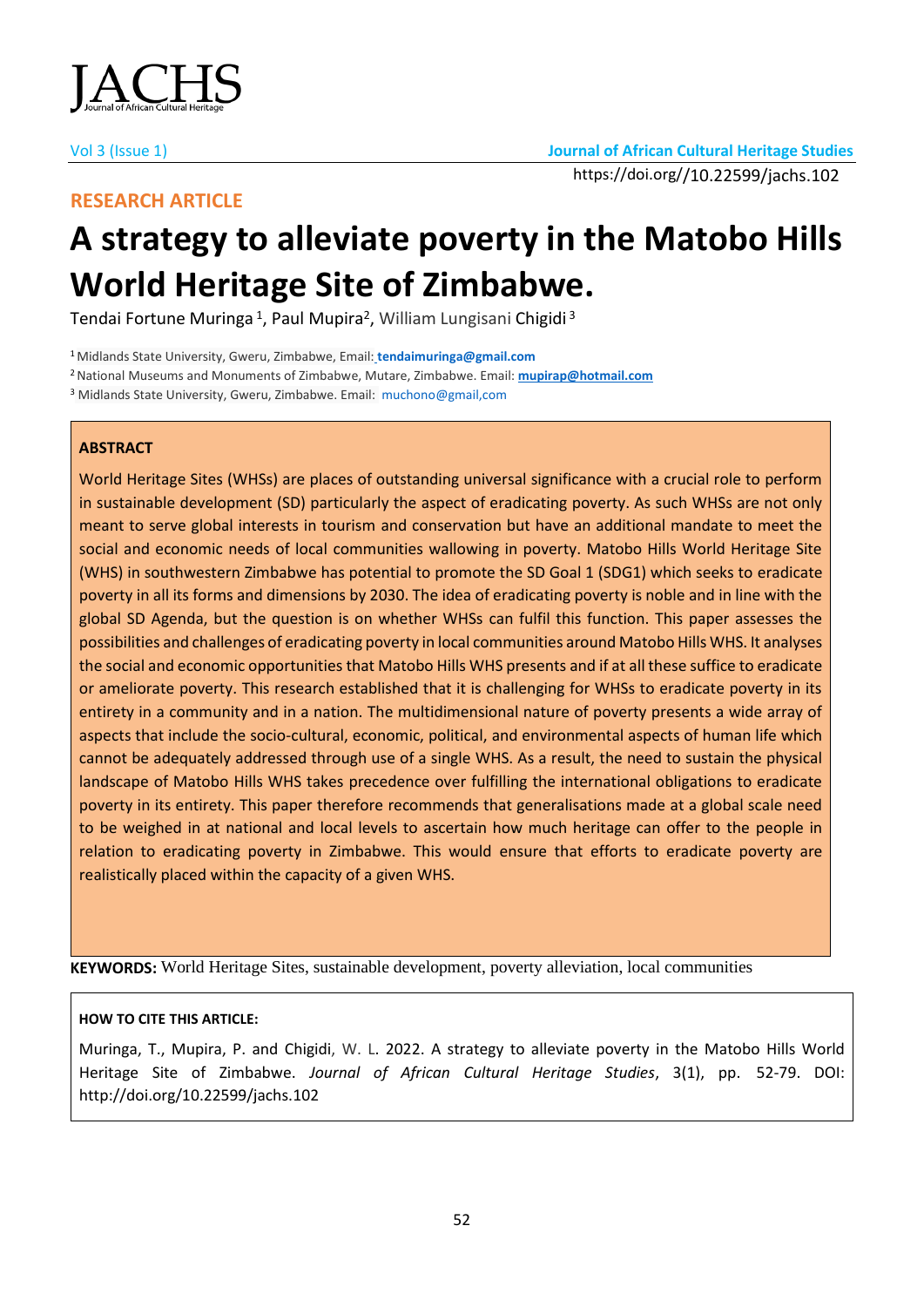**RESEARCH ARTICLE**

# A strategy to alleviate poverty in the Matobo Hills World Heritage Site of Zimbabwe.

Tendai Fortune Muringa [1], Paul Mupira[2], William Lungisani Chigidi [3]

[1] Midlands State University, Gweru, Zimbabwe, Email: tendaimuringa@gmail.com

[2] National Museums and Monuments of Zimbabwe, Mutare, Zimbabwe. Email: mupirap@hotmail.com

[3] Midlands State University, Gweru, Zimbabwe. Email: muchono@gmail,com

https://doi.org//10.22599/jachs.102

**ABSTRACT**

World Heritage Sites (WHSs) are places of outstanding universal significance with a crucial role to perform in sustainable development (SD) particularly the aspect of eradicating poverty. As such WHSs are not only meant to serve global interests in tourism and conservation but have an additional mandate to meet the social and economic needs of local communities wallowing in poverty. Matobo Hills World Heritage Site (WHS) in southwestern Zimbabwe has potential to promote the SD Goal 1 (SDG1) which seeks to eradicate poverty in all its forms and dimensions by 2030. The idea of eradicating poverty is noble and in line with the global SD Agenda, but the question is on whether WHSs can fulfil this function. This paper assesses the possibilities and challenges of eradicating poverty in local communities around Matobo Hills WHS. It analyses the social and economic opportunities that Matobo Hills WHS presents and if at all these suffice to eradicate or ameliorate poverty. This research established that it is challenging for WHSs to eradicate poverty in its entirety in a community and in a nation. The multidimensional nature of poverty presents a wide array of aspects that include the socio-cultural, economic, political, and environmental aspects of human life which cannot be adequately addressed through use of a single WHS. As a result, the need to sustain the physical landscape of Matobo Hills WHS takes precedence over fulfilling the international obligations to eradicate poverty in its entirety. This paper therefore recommends that generalisations made at a global scale need to be weighed in at national and local levels to ascertain how much heritage can offer to the people in relation to eradicating poverty in Zimbabwe. This would ensure that efforts to eradicate poverty are realistically placed within the capacity of a given WHS.

**KEYWORDS:** World Heritage Sites, sustainable development, poverty alleviation, local communities

**HOW TO CITE THIS ARTICLE:**

Muringa, T., Mupira, P. and Chigidi, W. L. 2022. A strategy to alleviate poverty in the Matobo Hills World Heritage Site of Zimbabwe. *Journal of African Cultural Heritage Studies*, 3(1), pp. 52-79. DOI: http://doi.org/10.22599/jachs.102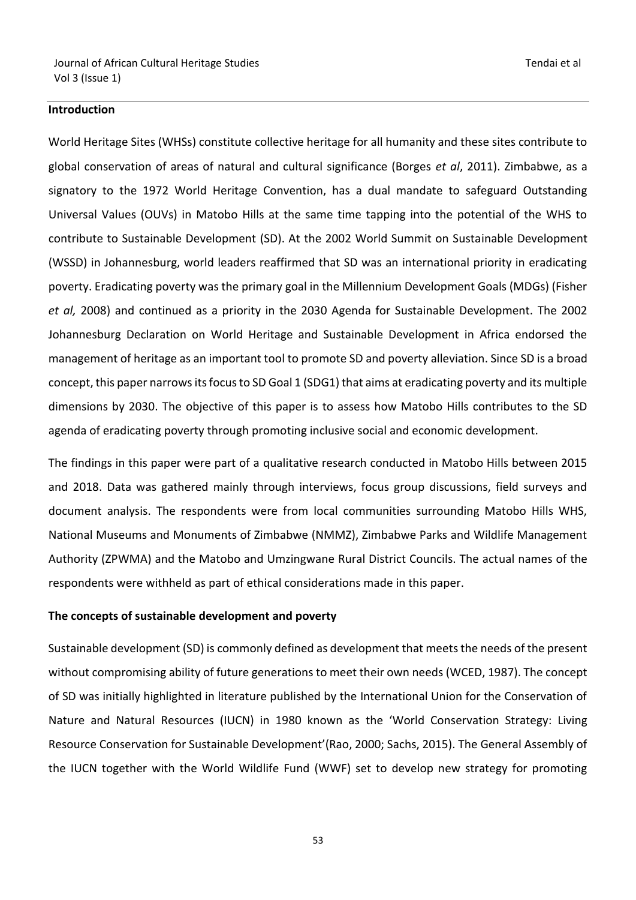## Introduction

World Heritage Sites (WHSs) constitute collective heritage for all humanity and these sites contribute to global conservation of areas of natural and cultural significance (Borges *et al*, 2011). Zimbabwe, as a signatory to the 1972 World Heritage Convention, has a dual mandate to safeguard Outstanding Universal Values (OUVs) in Matobo Hills at the same time tapping into the potential of the WHS to contribute to Sustainable Development (SD). At the 2002 World Summit on Sustainable Development (WSSD) in Johannesburg, world leaders reaffirmed that SD was an international priority in eradicating poverty. Eradicating poverty was the primary goal in the Millennium Development Goals (MDGs) (Fisher *et al,* 2008) and continued as a priority in the 2030 Agenda for Sustainable Development. The 2002 Johannesburg Declaration on World Heritage and Sustainable Development in Africa endorsed the management of heritage as an important tool to promote SD and poverty alleviation. Since SD is a broad concept, this paper narrows its focus to SD Goal 1 (SDG1) that aims at eradicating poverty and its multiple dimensions by 2030. The objective of this paper is to assess how Matobo Hills contributes to the SD agenda of eradicating poverty through promoting inclusive social and economic development.

The findings in this paper were part of a qualitative research conducted in Matobo Hills between 2015 and 2018. Data was gathered mainly through interviews, focus group discussions, field surveys and document analysis. The respondents were from local communities surrounding Matobo Hills WHS, National Museums and Monuments of Zimbabwe (NMMZ), Zimbabwe Parks and Wildlife Management Authority (ZPWMA) and the Matobo and Umzingwane Rural District Councils. The actual names of the respondents were withheld as part of ethical considerations made in this paper.

## The concepts of sustainable development and poverty

Sustainable development (SD) is commonly defined as development that meets the needs of the present without compromising ability of future generations to meet their own needs (WCED, 1987). The concept of SD was initially highlighted in literature published by the International Union for the Conservation of Nature and Natural Resources (IUCN) in 1980 known as the 'World Conservation Strategy: Living Resource Conservation for Sustainable Development'(Rao, 2000; Sachs, 2015). The General Assembly of the IUCN together with the World Wildlife Fund (WWF) set to develop new strategy for promoting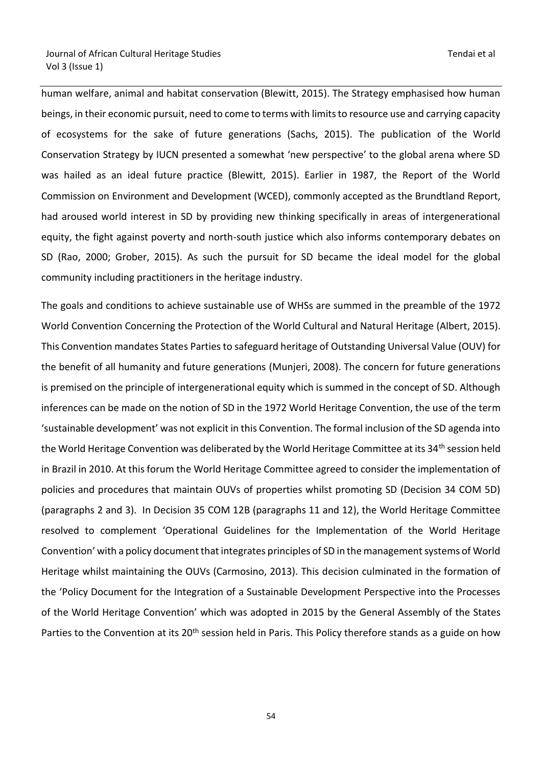human welfare, animal and habitat conservation (Blewitt, 2015). The Strategy emphasised how human beings, in their economic pursuit, need to come to terms with limits to resource use and carrying capacity of ecosystems for the sake of future generations (Sachs, 2015). The publication of the World Conservation Strategy by IUCN presented a somewhat 'new perspective' to the global arena where SD was hailed as an ideal future practice (Blewitt, 2015). Earlier in 1987, the Report of the World Commission on Environment and Development (WCED), commonly accepted as the Brundtland Report, had aroused world interest in SD by providing new thinking specifically in areas of intergenerational equity, the fight against poverty and north-south justice which also informs contemporary debates on SD (Rao, 2000; Grober, 2015). As such the pursuit for SD became the ideal model for the global community including practitioners in the heritage industry.

The goals and conditions to achieve sustainable use of WHSs are summed in the preamble of the 1972 World Convention Concerning the Protection of the World Cultural and Natural Heritage (Albert, 2015). This Convention mandates States Parties to safeguard heritage of Outstanding Universal Value (OUV) for the benefit of all humanity and future generations (Munjeri, 2008). The concern for future generations is premised on the principle of intergenerational equity which is summed in the concept of SD. Although inferences can be made on the notion of SD in the 1972 World Heritage Convention, the use of the term 'sustainable development' was not explicit in this Convention. The formal inclusion of the SD agenda into the World Heritage Convention was deliberated by the World Heritage Committee at its 34th session held in Brazil in 2010. At this forum the World Heritage Committee agreed to consider the implementation of policies and procedures that maintain OUVs of properties whilst promoting SD (Decision 34 COM 5D) (paragraphs 2 and 3). In Decision 35 COM 12B (paragraphs 11 and 12), the World Heritage Committee resolved to complement 'Operational Guidelines for the Implementation of the World Heritage Convention' with a policy document that integrates principles of SD in the management systems of World Heritage whilst maintaining the OUVs (Carmosino, 2013). This decision culminated in the formation of the 'Policy Document for the Integration of a Sustainable Development Perspective into the Processes of the World Heritage Convention' which was adopted in 2015 by the General Assembly of the States Parties to the Convention at its 20th session held in Paris. This Policy therefore stands as a guide on how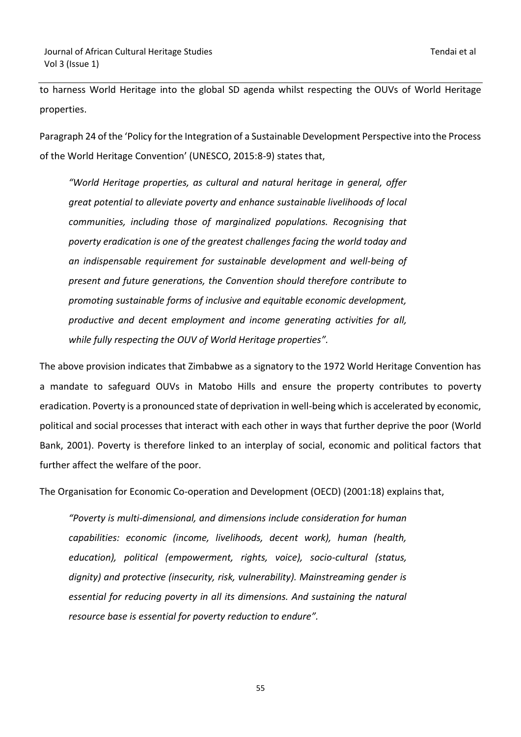to harness World Heritage into the global SD agenda whilst respecting the OUVs of World Heritage properties.

Paragraph 24 of the 'Policy for the Integration of a Sustainable Development Perspective into the Process of the World Heritage Convention' (UNESCO, 2015:8-9) states that,

> *"World Heritage properties, as cultural and natural heritage in general, offer great potential to alleviate poverty and enhance sustainable livelihoods of local communities, including those of marginalized populations. Recognising that poverty eradication is one of the greatest challenges facing the world today and an indispensable requirement for sustainable development and well-being of present and future generations, the Convention should therefore contribute to promoting sustainable forms of inclusive and equitable economic development, productive and decent employment and income generating activities for all, while fully respecting the OUV of World Heritage properties"*.

The above provision indicates that Zimbabwe as a signatory to the 1972 World Heritage Convention has a mandate to safeguard OUVs in Matobo Hills and ensure the property contributes to poverty eradication. Poverty is a pronounced state of deprivation in well-being which is accelerated by economic, political and social processes that interact with each other in ways that further deprive the poor (World Bank, 2001). Poverty is therefore linked to an interplay of social, economic and political factors that further affect the welfare of the poor.

The Organisation for Economic Co-operation and Development (OECD) (2001:18) explains that,

> *"Poverty is multi-dimensional, and dimensions include consideration for human capabilities: economic (income, livelihoods, decent work), human (health, education), political (empowerment, rights, voice), socio-cultural (status, dignity) and protective (insecurity, risk, vulnerability). Mainstreaming gender is essential for reducing poverty in all its dimensions. And sustaining the natural resource base is essential for poverty reduction to endure".*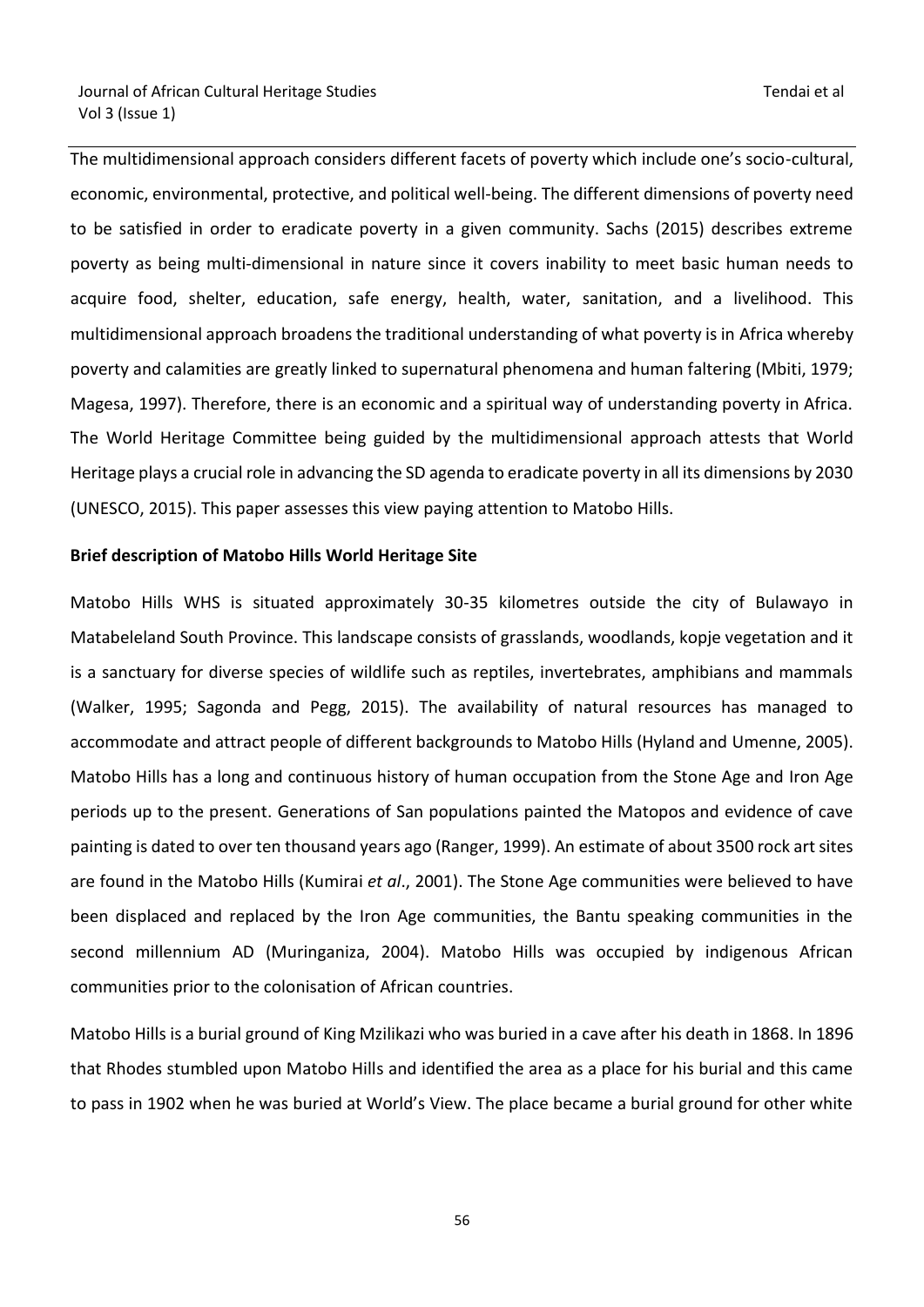The multidimensional approach considers different facets of poverty which include one's socio-cultural, economic, environmental, protective, and political well-being. The different dimensions of poverty need to be satisfied in order to eradicate poverty in a given community. Sachs (2015) describes extreme poverty as being multi-dimensional in nature since it covers inability to meet basic human needs to acquire food, shelter, education, safe energy, health, water, sanitation, and a livelihood. This multidimensional approach broadens the traditional understanding of what poverty is in Africa whereby poverty and calamities are greatly linked to supernatural phenomena and human faltering (Mbiti, 1979; Magesa, 1997). Therefore, there is an economic and a spiritual way of understanding poverty in Africa. The World Heritage Committee being guided by the multidimensional approach attests that World Heritage plays a crucial role in advancing the SD agenda to eradicate poverty in all its dimensions by 2030 (UNESCO, 2015). This paper assesses this view paying attention to Matobo Hills.

**Brief description of Matobo Hills World Heritage Site**

Matobo Hills WHS is situated approximately 30-35 kilometres outside the city of Bulawayo in Matabeleland South Province. This landscape consists of grasslands, woodlands, kopje vegetation and it is a sanctuary for diverse species of wildlife such as reptiles, invertebrates, amphibians and mammals (Walker, 1995; Sagonda and Pegg, 2015). The availability of natural resources has managed to accommodate and attract people of different backgrounds to Matobo Hills (Hyland and Umenne, 2005). Matobo Hills has a long and continuous history of human occupation from the Stone Age and Iron Age periods up to the present. Generations of San populations painted the Matopos and evidence of cave painting is dated to over ten thousand years ago (Ranger, 1999). An estimate of about 3500 rock art sites are found in the Matobo Hills (Kumirai *et al*., 2001). The Stone Age communities were believed to have been displaced and replaced by the Iron Age communities, the Bantu speaking communities in the second millennium AD (Muringaniza, 2004). Matobo Hills was occupied by indigenous African communities prior to the colonisation of African countries.

Matobo Hills is a burial ground of King Mzilikazi who was buried in a cave after his death in 1868. In 1896 that Rhodes stumbled upon Matobo Hills and identified the area as a place for his burial and this came to pass in 1902 when he was buried at World's View. The place became a burial ground for other white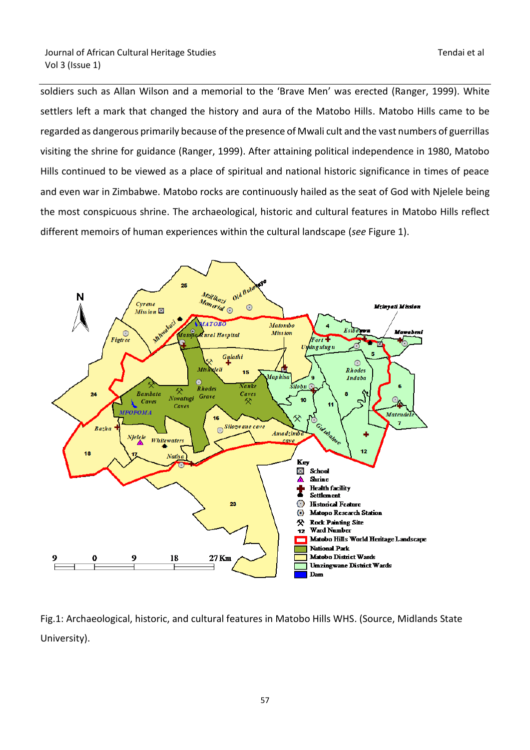soldiers such as Allan Wilson and a memorial to the 'Brave Men' was erected (Ranger, 1999). White settlers left a mark that changed the history and aura of the Matobo Hills. Matobo Hills came to be regarded as dangerous primarily because of the presence of Mwali cult and the vast numbers of guerrillas visiting the shrine for guidance (Ranger, 1999). After attaining political independence in 1980, Matobo Hills continued to be viewed as a place of spiritual and national historic significance in times of peace and even war in Zimbabwe. Matobo rocks are continuously hailed as the seat of God with Njelele being the most conspicuous shrine. The archaeological, historic and cultural features in Matobo Hills reflect different memoirs of human experiences within the cultural landscape (*see* Figure 1).

Fig.1: Archaeological, historic, and cultural features in Matobo Hills WHS. (Source, Midlands State University).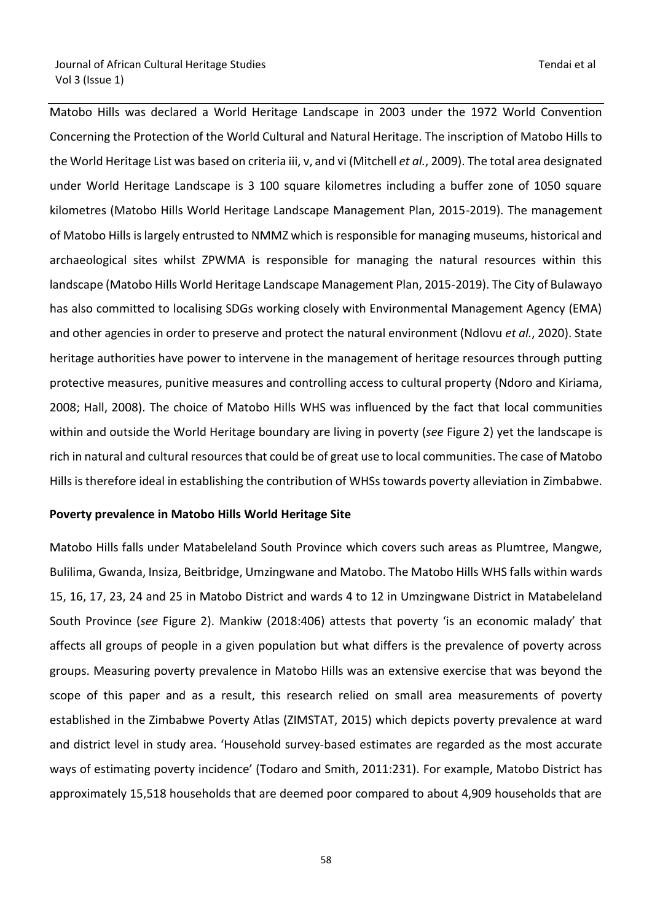Matobo Hills was declared a World Heritage Landscape in 2003 under the 1972 World Convention Concerning the Protection of the World Cultural and Natural Heritage. The inscription of Matobo Hills to the World Heritage List was based on criteria iii, v, and vi (Mitchell *et al.*, 2009). The total area designated under World Heritage Landscape is 3 100 square kilometres including a buffer zone of 1050 square kilometres (Matobo Hills World Heritage Landscape Management Plan, 2015-2019). The management of Matobo Hills is largely entrusted to NMMZ which is responsible for managing museums, historical and archaeological sites whilst ZPWMA is responsible for managing the natural resources within this landscape (Matobo Hills World Heritage Landscape Management Plan, 2015-2019). The City of Bulawayo has also committed to localising SDGs working closely with Environmental Management Agency (EMA) and other agencies in order to preserve and protect the natural environment (Ndlovu *et al.*, 2020). State heritage authorities have power to intervene in the management of heritage resources through putting protective measures, punitive measures and controlling access to cultural property (Ndoro and Kiriama, 2008; Hall, 2008). The choice of Matobo Hills WHS was influenced by the fact that local communities within and outside the World Heritage boundary are living in poverty (*see* Figure 2) yet the landscape is rich in natural and cultural resources that could be of great use to local communities. The case of Matobo Hills is therefore ideal in establishing the contribution of WHSs towards poverty alleviation in Zimbabwe.

**Poverty prevalence in Matobo Hills World Heritage Site**

Matobo Hills falls under Matabeleland South Province which covers such areas as Plumtree, Mangwe, Bulilima, Gwanda, Insiza, Beitbridge, Umzingwane and Matobo. The Matobo Hills WHS falls within wards 15, 16, 17, 23, 24 and 25 in Matobo District and wards 4 to 12 in Umzingwane District in Matabeleland South Province (*see* Figure 2). Mankiw (2018:406) attests that poverty 'is an economic malady' that affects all groups of people in a given population but what differs is the prevalence of poverty across groups. Measuring poverty prevalence in Matobo Hills was an extensive exercise that was beyond the scope of this paper and as a result, this research relied on small area measurements of poverty established in the Zimbabwe Poverty Atlas (ZIMSTAT, 2015) which depicts poverty prevalence at ward and district level in study area. 'Household survey-based estimates are regarded as the most accurate ways of estimating poverty incidence' (Todaro and Smith, 2011:231). For example, Matobo District has approximately 15,518 households that are deemed poor compared to about 4,909 households that are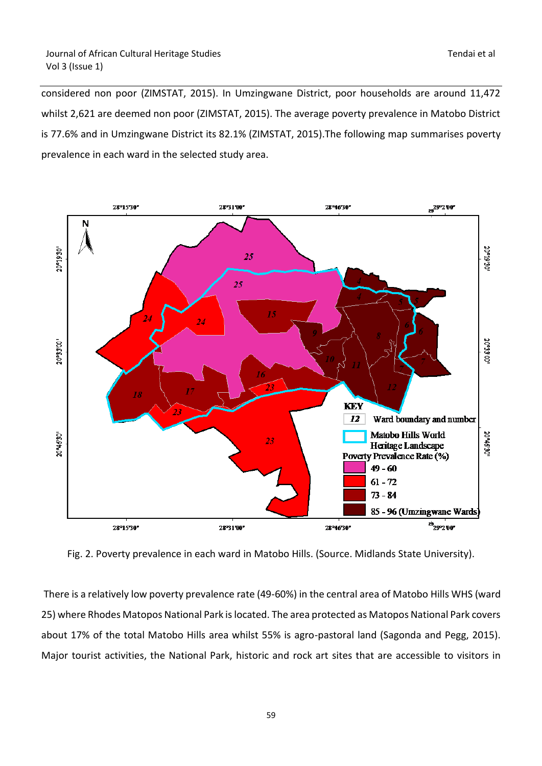considered non poor (ZIMSTAT, 2015). In Umzingwane District, poor households are around 11,472 whilst 2,621 are deemed non poor (ZIMSTAT, 2015). The average poverty prevalence in Matobo District is 77.6% and in Umzingwane District its 82.1% (ZIMSTAT, 2015).The following map summarises poverty prevalence in each ward in the selected study area.

Fig. 2. Poverty prevalence in each ward in Matobo Hills. (Source. Midlands State University).

There is a relatively low poverty prevalence rate (49-60%) in the central area of Matobo Hills WHS (ward 25) where Rhodes Matopos National Park is located. The area protected as Matopos National Park covers about 17% of the total Matobo Hills area whilst 55% is agro-pastoral land (Sagonda and Pegg, 2015). Major tourist activities, the National Park, historic and rock art sites that are accessible to visitors in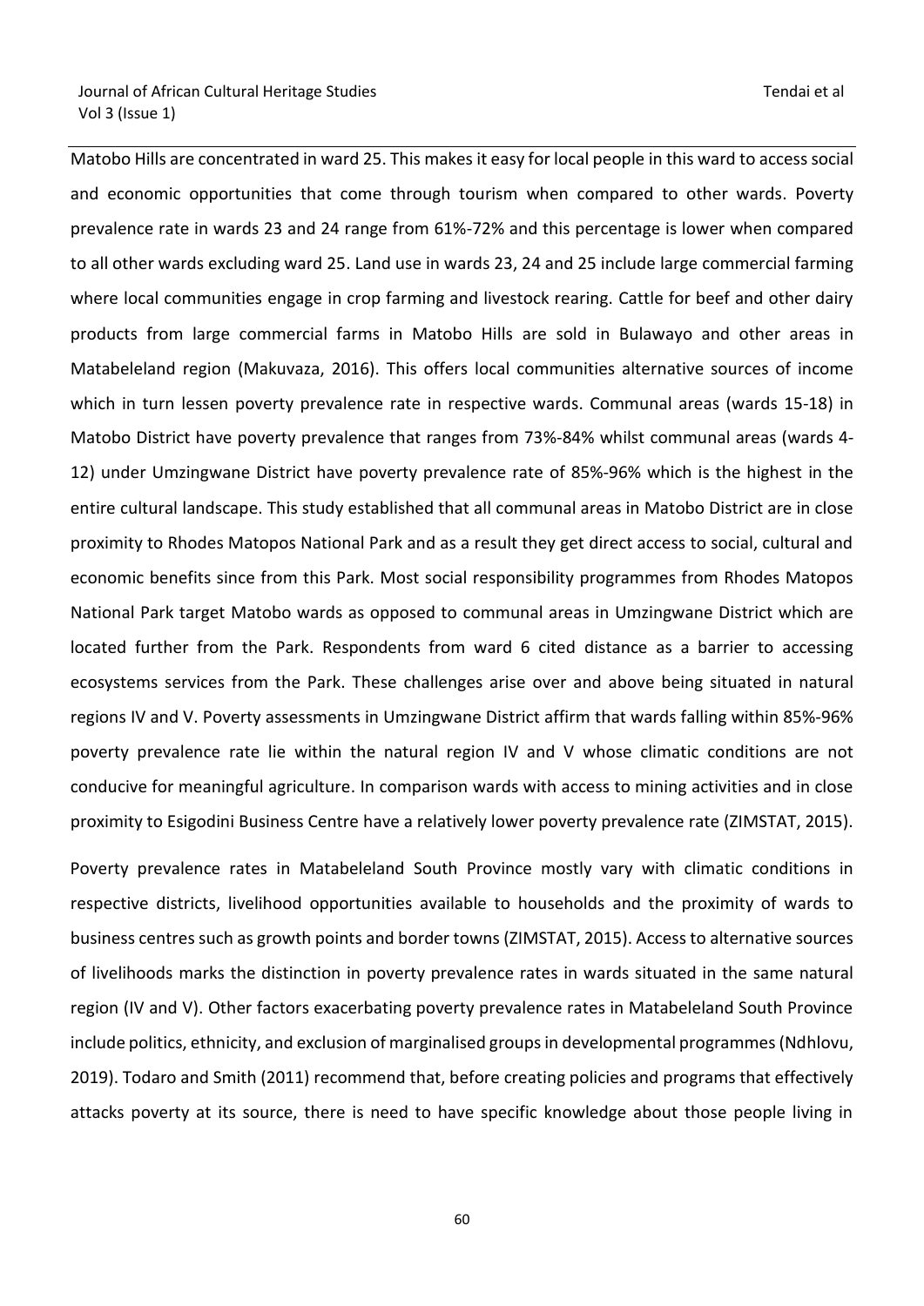Matobo Hills are concentrated in ward 25. This makes it easy for local people in this ward to access social and economic opportunities that come through tourism when compared to other wards. Poverty prevalence rate in wards 23 and 24 range from 61%-72% and this percentage is lower when compared to all other wards excluding ward 25. Land use in wards 23, 24 and 25 include large commercial farming where local communities engage in crop farming and livestock rearing. Cattle for beef and other dairy products from large commercial farms in Matobo Hills are sold in Bulawayo and other areas in Matabeleland region (Makuvaza, 2016). This offers local communities alternative sources of income which in turn lessen poverty prevalence rate in respective wards. Communal areas (wards 15-18) in Matobo District have poverty prevalence that ranges from 73%-84% whilst communal areas (wards 4-12) under Umzingwane District have poverty prevalence rate of 85%-96% which is the highest in the entire cultural landscape. This study established that all communal areas in Matobo District are in close proximity to Rhodes Matopos National Park and as a result they get direct access to social, cultural and economic benefits since from this Park. Most social responsibility programmes from Rhodes Matopos National Park target Matobo wards as opposed to communal areas in Umzingwane District which are located further from the Park. Respondents from ward 6 cited distance as a barrier to accessing ecosystems services from the Park. These challenges arise over and above being situated in natural regions IV and V. Poverty assessments in Umzingwane District affirm that wards falling within 85%-96% poverty prevalence rate lie within the natural region IV and V whose climatic conditions are not conducive for meaningful agriculture. In comparison wards with access to mining activities and in close proximity to Esigodini Business Centre have a relatively lower poverty prevalence rate (ZIMSTAT, 2015).

Poverty prevalence rates in Matabeleland South Province mostly vary with climatic conditions in respective districts, livelihood opportunities available to households and the proximity of wards to business centres such as growth points and border towns (ZIMSTAT, 2015). Access to alternative sources of livelihoods marks the distinction in poverty prevalence rates in wards situated in the same natural region (IV and V). Other factors exacerbating poverty prevalence rates in Matabeleland South Province include politics, ethnicity, and exclusion of marginalised groups in developmental programmes (Ndhlovu, 2019). Todaro and Smith (2011) recommend that, before creating policies and programs that effectively attacks poverty at its source, there is need to have specific knowledge about those people living in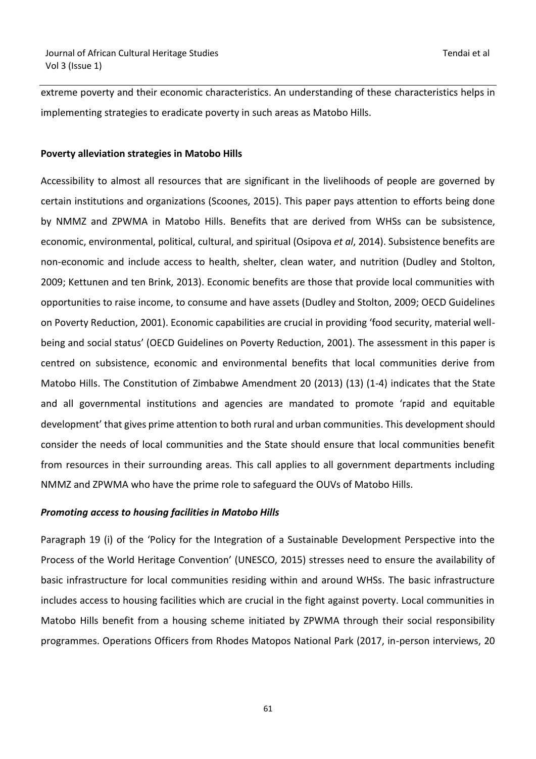extreme poverty and their economic characteristics. An understanding of these characteristics helps in implementing strategies to eradicate poverty in such areas as Matobo Hills.

**Poverty alleviation strategies in Matobo Hills**

Accessibility to almost all resources that are significant in the livelihoods of people are governed by certain institutions and organizations (Scoones, 2015). This paper pays attention to efforts being done by NMMZ and ZPWMA in Matobo Hills. Benefits that are derived from WHSs can be subsistence, economic, environmental, political, cultural, and spiritual (Osipova *et al*, 2014). Subsistence benefits are non-economic and include access to health, shelter, clean water, and nutrition (Dudley and Stolton, 2009; Kettunen and ten Brink, 2013). Economic benefits are those that provide local communities with opportunities to raise income, to consume and have assets (Dudley and Stolton, 2009; OECD Guidelines on Poverty Reduction, 2001). Economic capabilities are crucial in providing 'food security, material well-being and social status' (OECD Guidelines on Poverty Reduction, 2001). The assessment in this paper is centred on subsistence, economic and environmental benefits that local communities derive from Matobo Hills. The Constitution of Zimbabwe Amendment 20 (2013) (13) (1-4) indicates that the State and all governmental institutions and agencies are mandated to promote 'rapid and equitable development' that gives prime attention to both rural and urban communities. This development should consider the needs of local communities and the State should ensure that local communities benefit from resources in their surrounding areas. This call applies to all government departments including NMMZ and ZPWMA who have the prime role to safeguard the OUVs of Matobo Hills.

***Promoting access to housing facilities in Matobo Hills***

Paragraph 19 (i) of the 'Policy for the Integration of a Sustainable Development Perspective into the Process of the World Heritage Convention' (UNESCO, 2015) stresses need to ensure the availability of basic infrastructure for local communities residing within and around WHSs. The basic infrastructure includes access to housing facilities which are crucial in the fight against poverty. Local communities in Matobo Hills benefit from a housing scheme initiated by ZPWMA through their social responsibility programmes. Operations Officers from Rhodes Matopos National Park (2017, in-person interviews, 20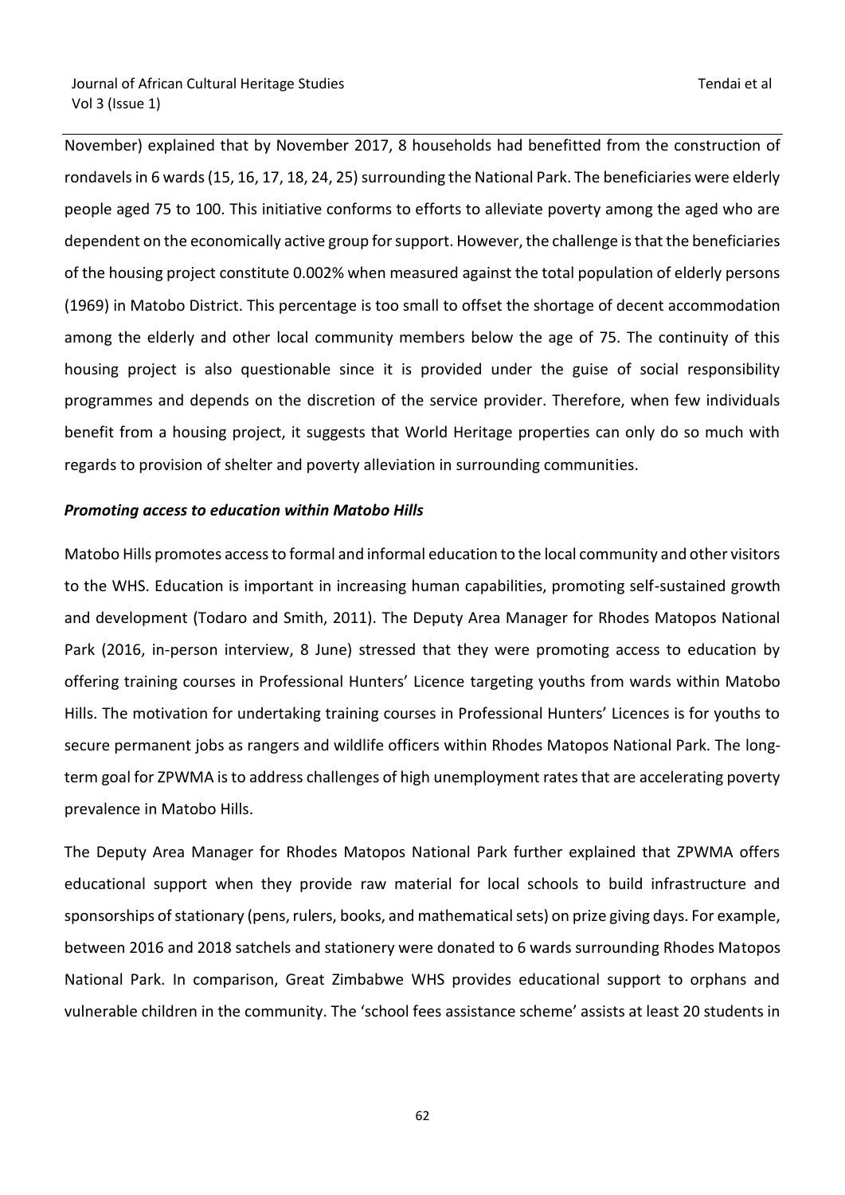November) explained that by November 2017, 8 households had benefitted from the construction of rondavels in 6 wards (15, 16, 17, 18, 24, 25) surrounding the National Park. The beneficiaries were elderly people aged 75 to 100. This initiative conforms to efforts to alleviate poverty among the aged who are dependent on the economically active group for support. However, the challenge is that the beneficiaries of the housing project constitute 0.002% when measured against the total population of elderly persons (1969) in Matobo District. This percentage is too small to offset the shortage of decent accommodation among the elderly and other local community members below the age of 75. The continuity of this housing project is also questionable since it is provided under the guise of social responsibility programmes and depends on the discretion of the service provider. Therefore, when few individuals benefit from a housing project, it suggests that World Heritage properties can only do so much with regards to provision of shelter and poverty alleviation in surrounding communities.

***Promoting access to education within Matobo Hills***

Matobo Hills promotes access to formal and informal education to the local community and other visitors to the WHS. Education is important in increasing human capabilities, promoting self-sustained growth and development (Todaro and Smith, 2011). The Deputy Area Manager for Rhodes Matopos National Park (2016, in-person interview, 8 June) stressed that they were promoting access to education by offering training courses in Professional Hunters' Licence targeting youths from wards within Matobo Hills. The motivation for undertaking training courses in Professional Hunters' Licences is for youths to secure permanent jobs as rangers and wildlife officers within Rhodes Matopos National Park. The long-term goal for ZPWMA is to address challenges of high unemployment rates that are accelerating poverty prevalence in Matobo Hills.

The Deputy Area Manager for Rhodes Matopos National Park further explained that ZPWMA offers educational support when they provide raw material for local schools to build infrastructure and sponsorships of stationary (pens, rulers, books, and mathematical sets) on prize giving days. For example, between 2016 and 2018 satchels and stationery were donated to 6 wards surrounding Rhodes Matopos National Park. In comparison, Great Zimbabwe WHS provides educational support to orphans and vulnerable children in the community. The 'school fees assistance scheme' assists at least 20 students in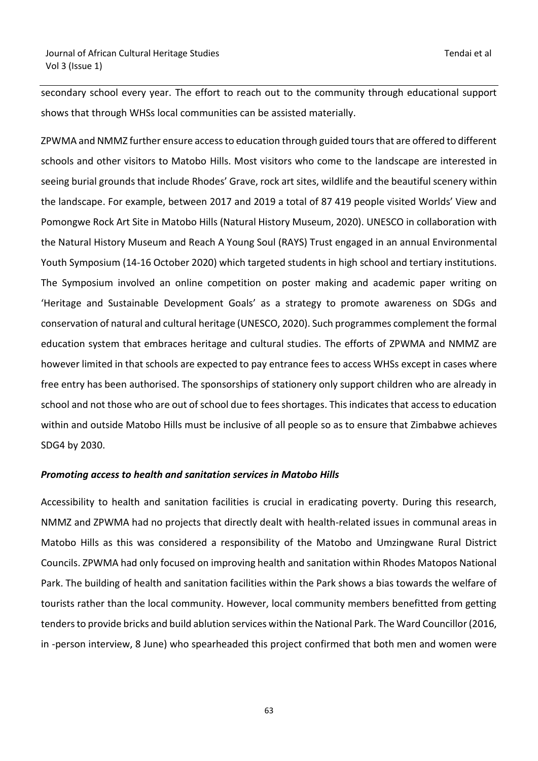secondary school every year. The effort to reach out to the community through educational support shows that through WHSs local communities can be assisted materially.

ZPWMA and NMMZ further ensure access to education through guided tours that are offered to different schools and other visitors to Matobo Hills. Most visitors who come to the landscape are interested in seeing burial grounds that include Rhodes' Grave, rock art sites, wildlife and the beautiful scenery within the landscape. For example, between 2017 and 2019 a total of 87 419 people visited Worlds' View and Pomongwe Rock Art Site in Matobo Hills (Natural History Museum, 2020). UNESCO in collaboration with the Natural History Museum and Reach A Young Soul (RAYS) Trust engaged in an annual Environmental Youth Symposium (14-16 October 2020) which targeted students in high school and tertiary institutions. The Symposium involved an online competition on poster making and academic paper writing on 'Heritage and Sustainable Development Goals' as a strategy to promote awareness on SDGs and conservation of natural and cultural heritage (UNESCO, 2020). Such programmes complement the formal education system that embraces heritage and cultural studies. The efforts of ZPWMA and NMMZ are however limited in that schools are expected to pay entrance fees to access WHSs except in cases where free entry has been authorised. The sponsorships of stationery only support children who are already in school and not those who are out of school due to fees shortages. This indicates that access to education within and outside Matobo Hills must be inclusive of all people so as to ensure that Zimbabwe achieves SDG4 by 2030.

### ***Promoting access to health and sanitation services in Matobo Hills***

Accessibility to health and sanitation facilities is crucial in eradicating poverty. During this research, NMMZ and ZPWMA had no projects that directly dealt with health-related issues in communal areas in Matobo Hills as this was considered a responsibility of the Matobo and Umzingwane Rural District Councils. ZPWMA had only focused on improving health and sanitation within Rhodes Matopos National Park. The building of health and sanitation facilities within the Park shows a bias towards the welfare of tourists rather than the local community. However, local community members benefitted from getting tenders to provide bricks and build ablution services within the National Park. The Ward Councillor (2016, in -person interview, 8 June) who spearheaded this project confirmed that both men and women were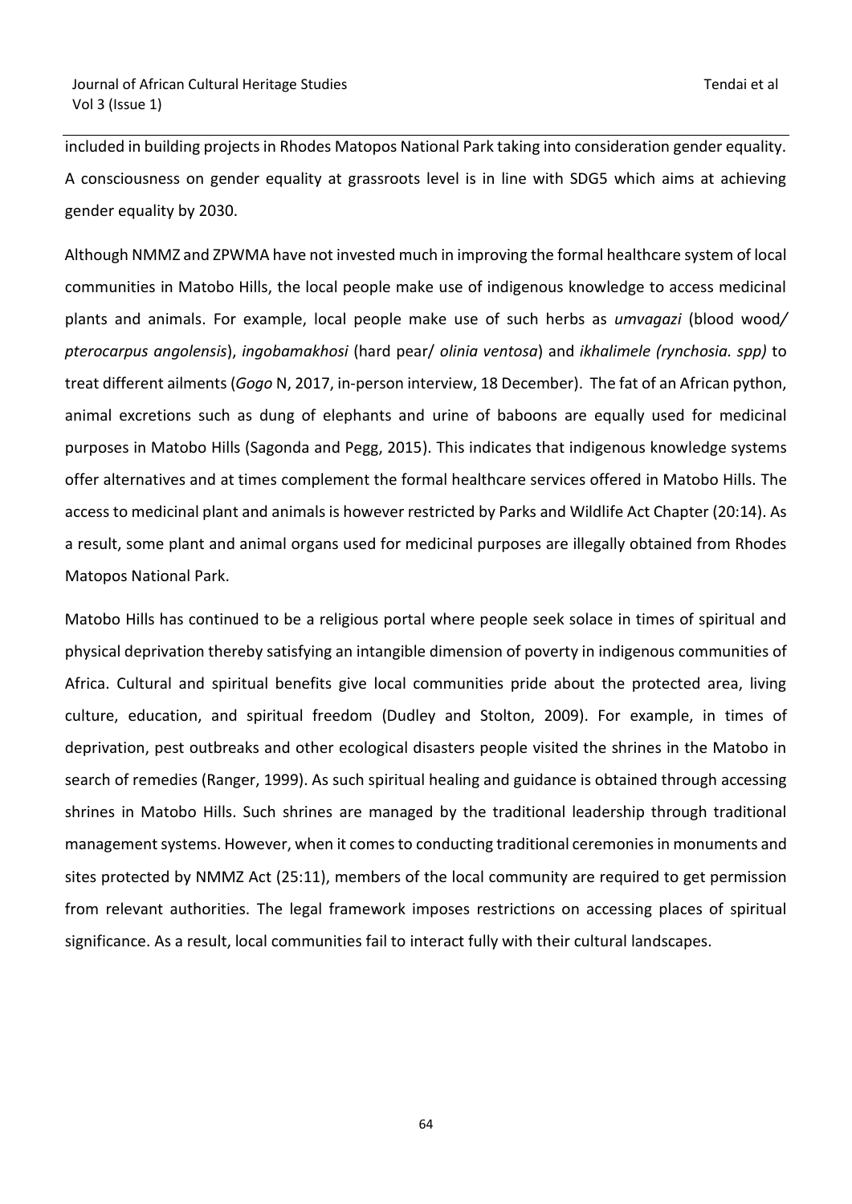included in building projects in Rhodes Matopos National Park taking into consideration gender equality. A consciousness on gender equality at grassroots level is in line with SDG5 which aims at achieving gender equality by 2030.

Although NMMZ and ZPWMA have not invested much in improving the formal healthcare system of local communities in Matobo Hills, the local people make use of indigenous knowledge to access medicinal plants and animals. For example, local people make use of such herbs as *umvagazi* (blood wood/ *pterocarpus angolensis*), *ingobamakhosi* (hard pear/ *olinia ventosa*) and *ikhalimele (rynchosia. spp)* to treat different ailments (*Gogo* N, 2017, in-person interview, 18 December). The fat of an African python, animal excretions such as dung of elephants and urine of baboons are equally used for medicinal purposes in Matobo Hills (Sagonda and Pegg, 2015). This indicates that indigenous knowledge systems offer alternatives and at times complement the formal healthcare services offered in Matobo Hills. The access to medicinal plant and animals is however restricted by Parks and Wildlife Act Chapter (20:14). As a result, some plant and animal organs used for medicinal purposes are illegally obtained from Rhodes Matopos National Park.

Matobo Hills has continued to be a religious portal where people seek solace in times of spiritual and physical deprivation thereby satisfying an intangible dimension of poverty in indigenous communities of Africa. Cultural and spiritual benefits give local communities pride about the protected area, living culture, education, and spiritual freedom (Dudley and Stolton, 2009). For example, in times of deprivation, pest outbreaks and other ecological disasters people visited the shrines in the Matobo in search of remedies (Ranger, 1999). As such spiritual healing and guidance is obtained through accessing shrines in Matobo Hills. Such shrines are managed by the traditional leadership through traditional management systems. However, when it comes to conducting traditional ceremonies in monuments and sites protected by NMMZ Act (25:11), members of the local community are required to get permission from relevant authorities. The legal framework imposes restrictions on accessing places of spiritual significance. As a result, local communities fail to interact fully with their cultural landscapes.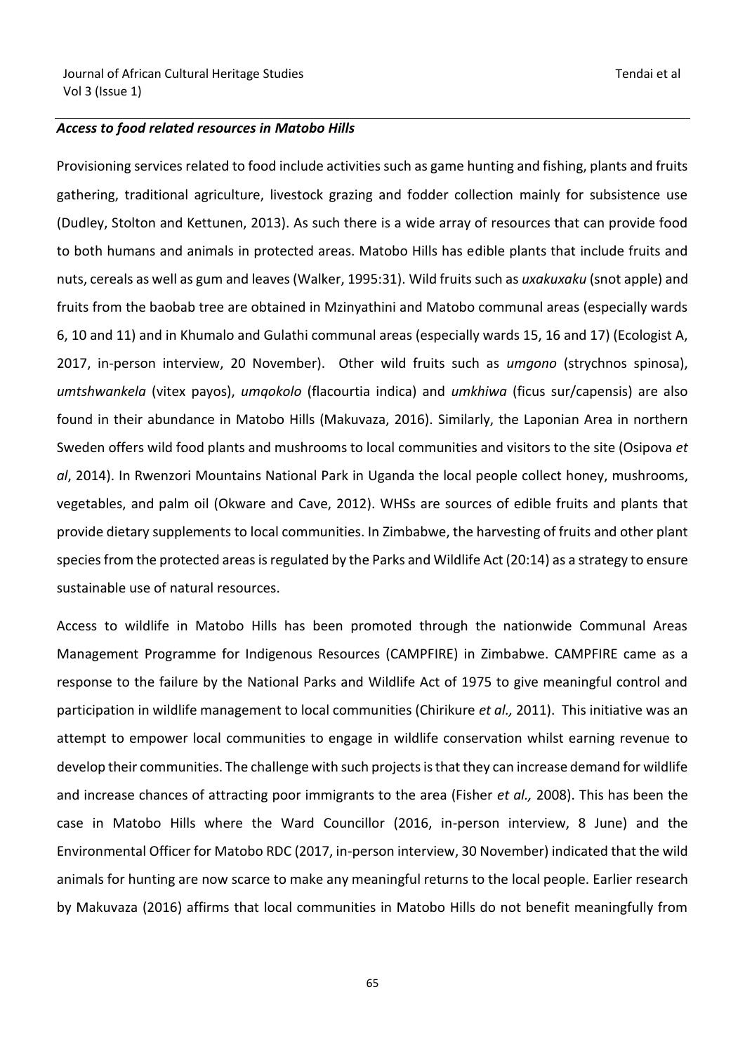***Access to food related resources in Matobo Hills***

Provisioning services related to food include activities such as game hunting and fishing, plants and fruits gathering, traditional agriculture, livestock grazing and fodder collection mainly for subsistence use (Dudley, Stolton and Kettunen, 2013). As such there is a wide array of resources that can provide food to both humans and animals in protected areas. Matobo Hills has edible plants that include fruits and nuts, cereals as well as gum and leaves (Walker, 1995:31). Wild fruits such as *uxakuxaku* (snot apple) and fruits from the baobab tree are obtained in Mzinyathini and Matobo communal areas (especially wards 6, 10 and 11) and in Khumalo and Gulathi communal areas (especially wards 15, 16 and 17) (Ecologist A, 2017, in-person interview, 20 November). Other wild fruits such as *umgono* (strychnos spinosa), *umtshwankela* (vitex payos), *umqokolo* (flacourtia indica) and *umkhiwa* (ficus sur/capensis) are also found in their abundance in Matobo Hills (Makuvaza, 2016). Similarly, the Laponian Area in northern Sweden offers wild food plants and mushrooms to local communities and visitors to the site (Osipova *et al*, 2014). In Rwenzori Mountains National Park in Uganda the local people collect honey, mushrooms, vegetables, and palm oil (Okware and Cave, 2012). WHSs are sources of edible fruits and plants that provide dietary supplements to local communities. In Zimbabwe, the harvesting of fruits and other plant species from the protected areas is regulated by the Parks and Wildlife Act (20:14) as a strategy to ensure sustainable use of natural resources.

Access to wildlife in Matobo Hills has been promoted through the nationwide Communal Areas Management Programme for Indigenous Resources (CAMPFIRE) in Zimbabwe. CAMPFIRE came as a response to the failure by the National Parks and Wildlife Act of 1975 to give meaningful control and participation in wildlife management to local communities (Chirikure *et al.,* 2011). This initiative was an attempt to empower local communities to engage in wildlife conservation whilst earning revenue to develop their communities. The challenge with such projects is that they can increase demand for wildlife and increase chances of attracting poor immigrants to the area (Fisher *et al.,* 2008). This has been the case in Matobo Hills where the Ward Councillor (2016, in-person interview, 8 June) and the Environmental Officer for Matobo RDC (2017, in-person interview, 30 November) indicated that the wild animals for hunting are now scarce to make any meaningful returns to the local people. Earlier research by Makuvaza (2016) affirms that local communities in Matobo Hills do not benefit meaningfully from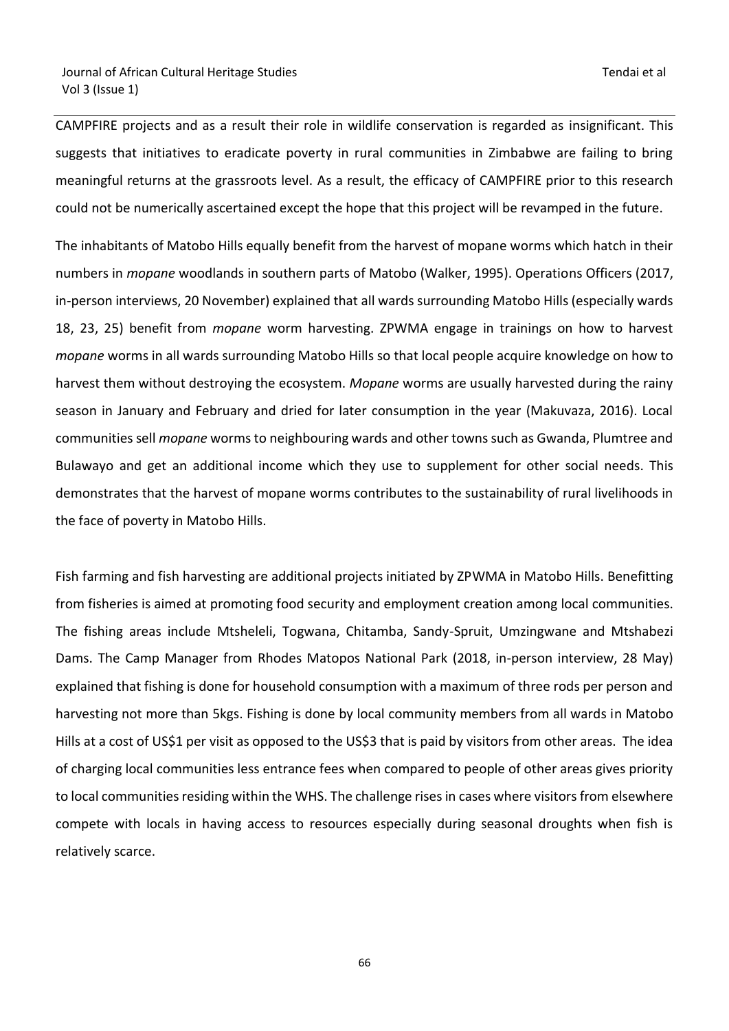CAMPFIRE projects and as a result their role in wildlife conservation is regarded as insignificant. This suggests that initiatives to eradicate poverty in rural communities in Zimbabwe are failing to bring meaningful returns at the grassroots level. As a result, the efficacy of CAMPFIRE prior to this research could not be numerically ascertained except the hope that this project will be revamped in the future.

The inhabitants of Matobo Hills equally benefit from the harvest of mopane worms which hatch in their numbers in *mopane* woodlands in southern parts of Matobo (Walker, 1995). Operations Officers (2017, in-person interviews, 20 November) explained that all wards surrounding Matobo Hills (especially wards 18, 23, 25) benefit from *mopane* worm harvesting. ZPWMA engage in trainings on how to harvest *mopane* worms in all wards surrounding Matobo Hills so that local people acquire knowledge on how to harvest them without destroying the ecosystem. *Mopane* worms are usually harvested during the rainy season in January and February and dried for later consumption in the year (Makuvaza, 2016). Local communities sell *mopane* worms to neighbouring wards and other towns such as Gwanda, Plumtree and Bulawayo and get an additional income which they use to supplement for other social needs. This demonstrates that the harvest of mopane worms contributes to the sustainability of rural livelihoods in the face of poverty in Matobo Hills.

Fish farming and fish harvesting are additional projects initiated by ZPWMA in Matobo Hills. Benefitting from fisheries is aimed at promoting food security and employment creation among local communities. The fishing areas include Mtsheleli, Togwana, Chitamba, Sandy-Spruit, Umzingwane and Mtshabezi Dams. The Camp Manager from Rhodes Matopos National Park (2018, in-person interview, 28 May) explained that fishing is done for household consumption with a maximum of three rods per person and harvesting not more than 5kgs. Fishing is done by local community members from all wards in Matobo Hills at a cost of US$1 per visit as opposed to the US$3 that is paid by visitors from other areas. The idea of charging local communities less entrance fees when compared to people of other areas gives priority to local communities residing within the WHS. The challenge rises in cases where visitors from elsewhere compete with locals in having access to resources especially during seasonal droughts when fish is relatively scarce.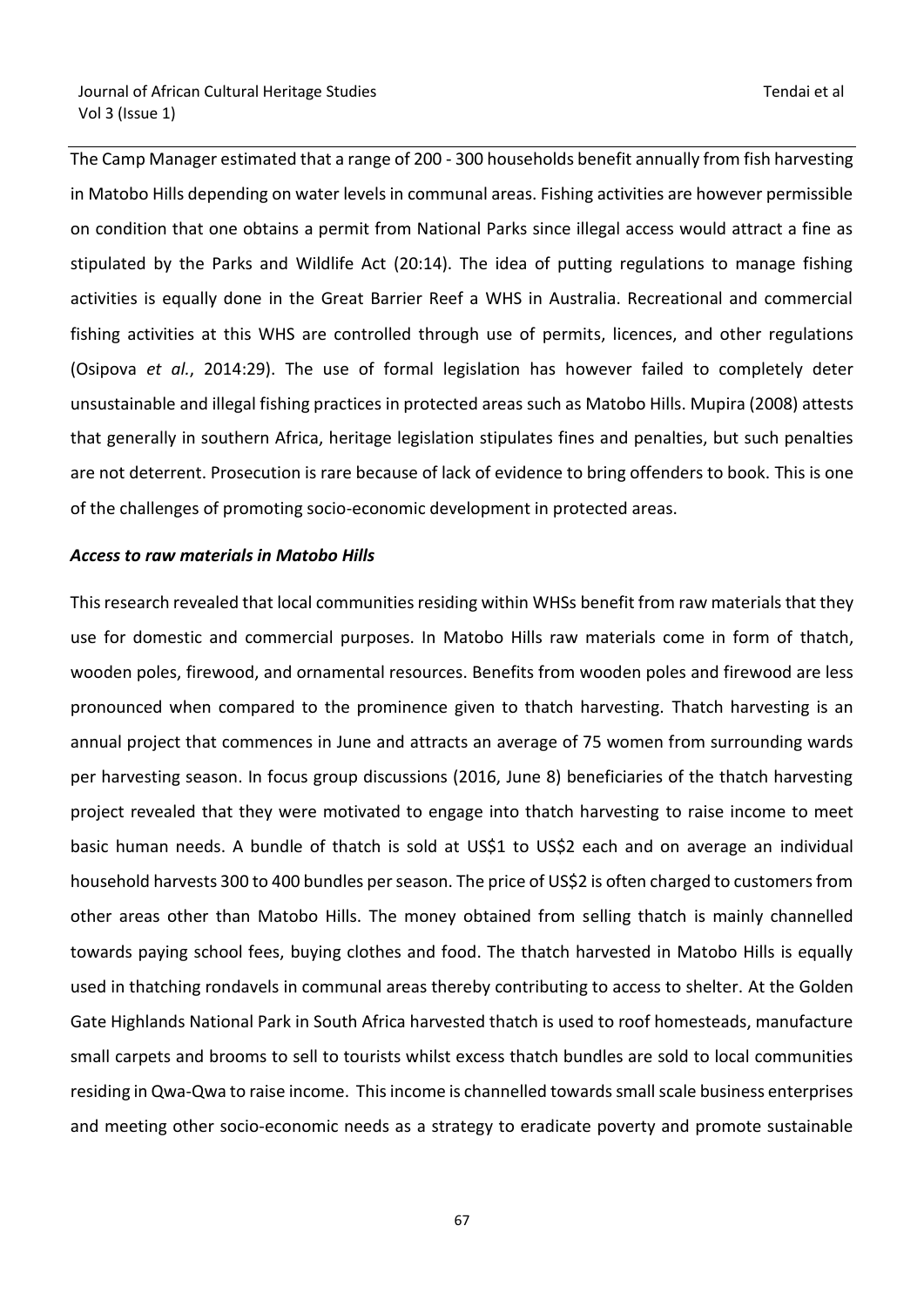The Camp Manager estimated that a range of 200 - 300 households benefit annually from fish harvesting in Matobo Hills depending on water levels in communal areas. Fishing activities are however permissible on condition that one obtains a permit from National Parks since illegal access would attract a fine as stipulated by the Parks and Wildlife Act (20:14). The idea of putting regulations to manage fishing activities is equally done in the Great Barrier Reef a WHS in Australia. Recreational and commercial fishing activities at this WHS are controlled through use of permits, licences, and other regulations (Osipova *et al.*, 2014:29). The use of formal legislation has however failed to completely deter unsustainable and illegal fishing practices in protected areas such as Matobo Hills. Mupira (2008) attests that generally in southern Africa, heritage legislation stipulates fines and penalties, but such penalties are not deterrent. Prosecution is rare because of lack of evidence to bring offenders to book. This is one of the challenges of promoting socio-economic development in protected areas.

***Access to raw materials in Matobo Hills***

This research revealed that local communities residing within WHSs benefit from raw materials that they use for domestic and commercial purposes. In Matobo Hills raw materials come in form of thatch, wooden poles, firewood, and ornamental resources. Benefits from wooden poles and firewood are less pronounced when compared to the prominence given to thatch harvesting. Thatch harvesting is an annual project that commences in June and attracts an average of 75 women from surrounding wards per harvesting season. In focus group discussions (2016, June 8) beneficiaries of the thatch harvesting project revealed that they were motivated to engage into thatch harvesting to raise income to meet basic human needs. A bundle of thatch is sold at US$1 to US$2 each and on average an individual household harvests 300 to 400 bundles per season. The price of US$2 is often charged to customers from other areas other than Matobo Hills. The money obtained from selling thatch is mainly channelled towards paying school fees, buying clothes and food. The thatch harvested in Matobo Hills is equally used in thatching rondavels in communal areas thereby contributing to access to shelter. At the Golden Gate Highlands National Park in South Africa harvested thatch is used to roof homesteads, manufacture small carpets and brooms to sell to tourists whilst excess thatch bundles are sold to local communities residing in Qwa-Qwa to raise income. This income is channelled towards small scale business enterprises and meeting other socio-economic needs as a strategy to eradicate poverty and promote sustainable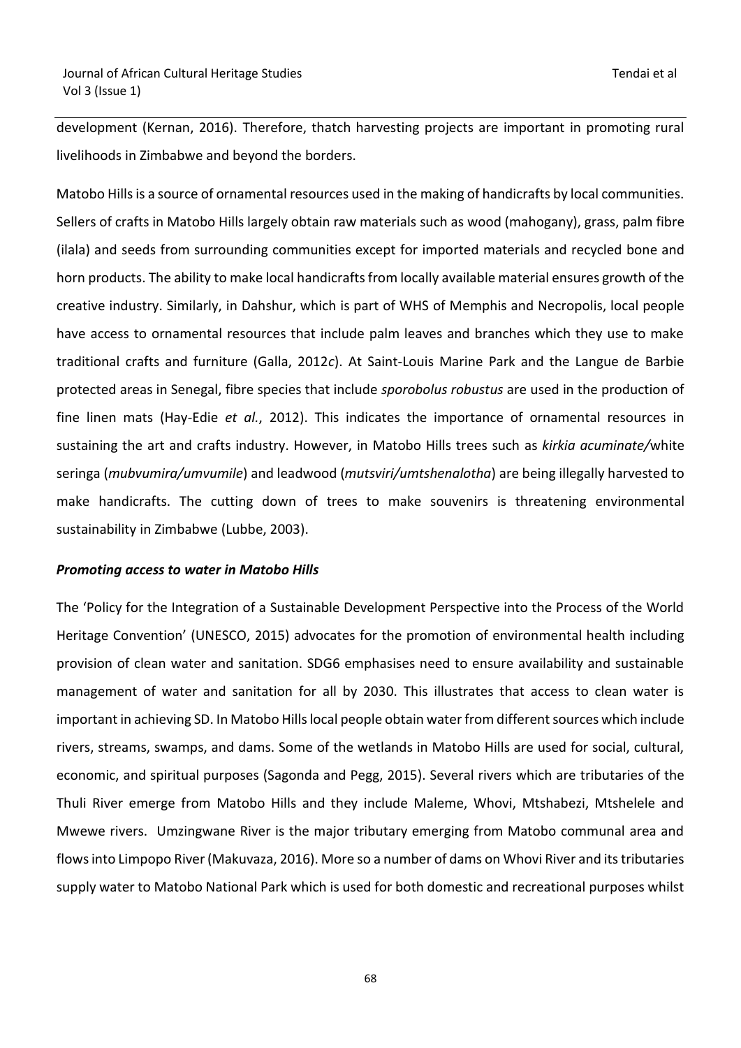development (Kernan, 2016). Therefore, thatch harvesting projects are important in promoting rural livelihoods in Zimbabwe and beyond the borders.

Matobo Hills is a source of ornamental resources used in the making of handicrafts by local communities. Sellers of crafts in Matobo Hills largely obtain raw materials such as wood (mahogany), grass, palm fibre (ilala) and seeds from surrounding communities except for imported materials and recycled bone and horn products. The ability to make local handicrafts from locally available material ensures growth of the creative industry. Similarly, in Dahshur, which is part of WHS of Memphis and Necropolis, local people have access to ornamental resources that include palm leaves and branches which they use to make traditional crafts and furniture (Galla, 2012*c*). At Saint-Louis Marine Park and the Langue de Barbie protected areas in Senegal, fibre species that include *sporobolus robustus* are used in the production of fine linen mats (Hay-Edie *et al.*, 2012). This indicates the importance of ornamental resources in sustaining the art and crafts industry. However, in Matobo Hills trees such as *kirkia acuminate/*white seringa (*mubvumira/umvumile*) and leadwood (*mutsviri/umtshenalotha*) are being illegally harvested to make handicrafts. The cutting down of trees to make souvenirs is threatening environmental sustainability in Zimbabwe (Lubbe, 2003).

***Promoting access to water in Matobo Hills***

The 'Policy for the Integration of a Sustainable Development Perspective into the Process of the World Heritage Convention' (UNESCO, 2015) advocates for the promotion of environmental health including provision of clean water and sanitation. SDG6 emphasises need to ensure availability and sustainable management of water and sanitation for all by 2030. This illustrates that access to clean water is important in achieving SD. In Matobo Hills local people obtain water from different sources which include rivers, streams, swamps, and dams. Some of the wetlands in Matobo Hills are used for social, cultural, economic, and spiritual purposes (Sagonda and Pegg, 2015). Several rivers which are tributaries of the Thuli River emerge from Matobo Hills and they include Maleme, Whovi, Mtshabezi, Mtshelele and Mwewe rivers. Umzingwane River is the major tributary emerging from Matobo communal area and flows into Limpopo River (Makuvaza, 2016). More so a number of dams on Whovi River and its tributaries supply water to Matobo National Park which is used for both domestic and recreational purposes whilst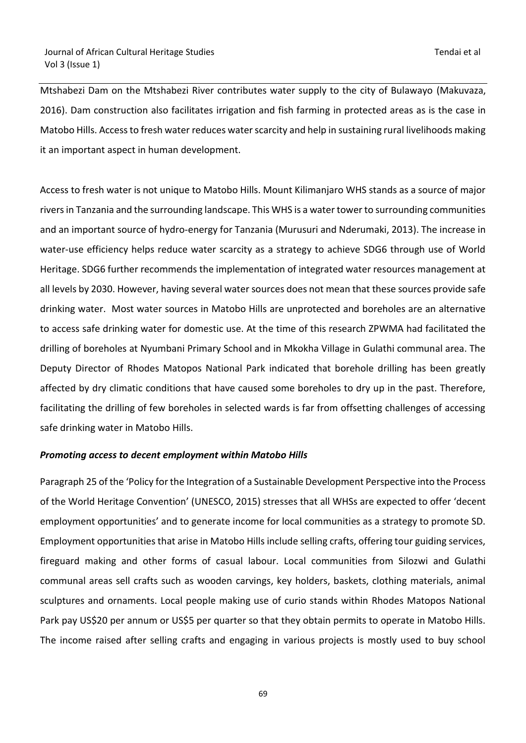Mtshabezi Dam on the Mtshabezi River contributes water supply to the city of Bulawayo (Makuvaza, 2016). Dam construction also facilitates irrigation and fish farming in protected areas as is the case in Matobo Hills. Access to fresh water reduces water scarcity and help in sustaining rural livelihoods making it an important aspect in human development.

Access to fresh water is not unique to Matobo Hills. Mount Kilimanjaro WHS stands as a source of major rivers in Tanzania and the surrounding landscape. This WHS is a water tower to surrounding communities and an important source of hydro-energy for Tanzania (Murusuri and Nderumaki, 2013). The increase in water-use efficiency helps reduce water scarcity as a strategy to achieve SDG6 through use of World Heritage. SDG6 further recommends the implementation of integrated water resources management at all levels by 2030. However, having several water sources does not mean that these sources provide safe drinking water. Most water sources in Matobo Hills are unprotected and boreholes are an alternative to access safe drinking water for domestic use. At the time of this research ZPWMA had facilitated the drilling of boreholes at Nyumbani Primary School and in Mkokha Village in Gulathi communal area. The Deputy Director of Rhodes Matopos National Park indicated that borehole drilling has been greatly affected by dry climatic conditions that have caused some boreholes to dry up in the past. Therefore, facilitating the drilling of few boreholes in selected wards is far from offsetting challenges of accessing safe drinking water in Matobo Hills.

***Promoting access to decent employment within Matobo Hills***

Paragraph 25 of the 'Policy for the Integration of a Sustainable Development Perspective into the Process of the World Heritage Convention' (UNESCO, 2015) stresses that all WHSs are expected to offer 'decent employment opportunities' and to generate income for local communities as a strategy to promote SD. Employment opportunities that arise in Matobo Hills include selling crafts, offering tour guiding services, fireguard making and other forms of casual labour. Local communities from Silozwi and Gulathi communal areas sell crafts such as wooden carvings, key holders, baskets, clothing materials, animal sculptures and ornaments. Local people making use of curio stands within Rhodes Matopos National Park pay US$20 per annum or US$5 per quarter so that they obtain permits to operate in Matobo Hills. The income raised after selling crafts and engaging in various projects is mostly used to buy school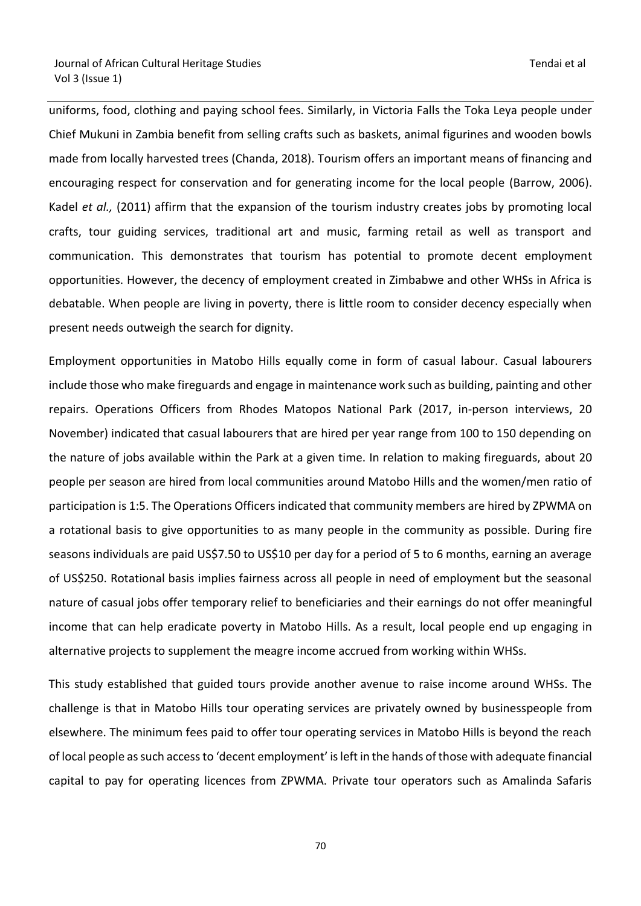uniforms, food, clothing and paying school fees. Similarly, in Victoria Falls the Toka Leya people under Chief Mukuni in Zambia benefit from selling crafts such as baskets, animal figurines and wooden bowls made from locally harvested trees (Chanda, 2018). Tourism offers an important means of financing and encouraging respect for conservation and for generating income for the local people (Barrow, 2006). Kadel *et al.,* (2011) affirm that the expansion of the tourism industry creates jobs by promoting local crafts, tour guiding services, traditional art and music, farming retail as well as transport and communication. This demonstrates that tourism has potential to promote decent employment opportunities. However, the decency of employment created in Zimbabwe and other WHSs in Africa is debatable. When people are living in poverty, there is little room to consider decency especially when present needs outweigh the search for dignity.

Employment opportunities in Matobo Hills equally come in form of casual labour. Casual labourers include those who make fireguards and engage in maintenance work such as building, painting and other repairs. Operations Officers from Rhodes Matopos National Park (2017, in-person interviews, 20 November) indicated that casual labourers that are hired per year range from 100 to 150 depending on the nature of jobs available within the Park at a given time. In relation to making fireguards, about 20 people per season are hired from local communities around Matobo Hills and the women/men ratio of participation is 1:5. The Operations Officers indicated that community members are hired by ZPWMA on a rotational basis to give opportunities to as many people in the community as possible. During fire seasons individuals are paid US$7.50 to US$10 per day for a period of 5 to 6 months, earning an average of US$250. Rotational basis implies fairness across all people in need of employment but the seasonal nature of casual jobs offer temporary relief to beneficiaries and their earnings do not offer meaningful income that can help eradicate poverty in Matobo Hills. As a result, local people end up engaging in alternative projects to supplement the meagre income accrued from working within WHSs.

This study established that guided tours provide another avenue to raise income around WHSs. The challenge is that in Matobo Hills tour operating services are privately owned by businesspeople from elsewhere. The minimum fees paid to offer tour operating services in Matobo Hills is beyond the reach of local people as such access to 'decent employment' is left in the hands of those with adequate financial capital to pay for operating licences from ZPWMA. Private tour operators such as Amalinda Safaris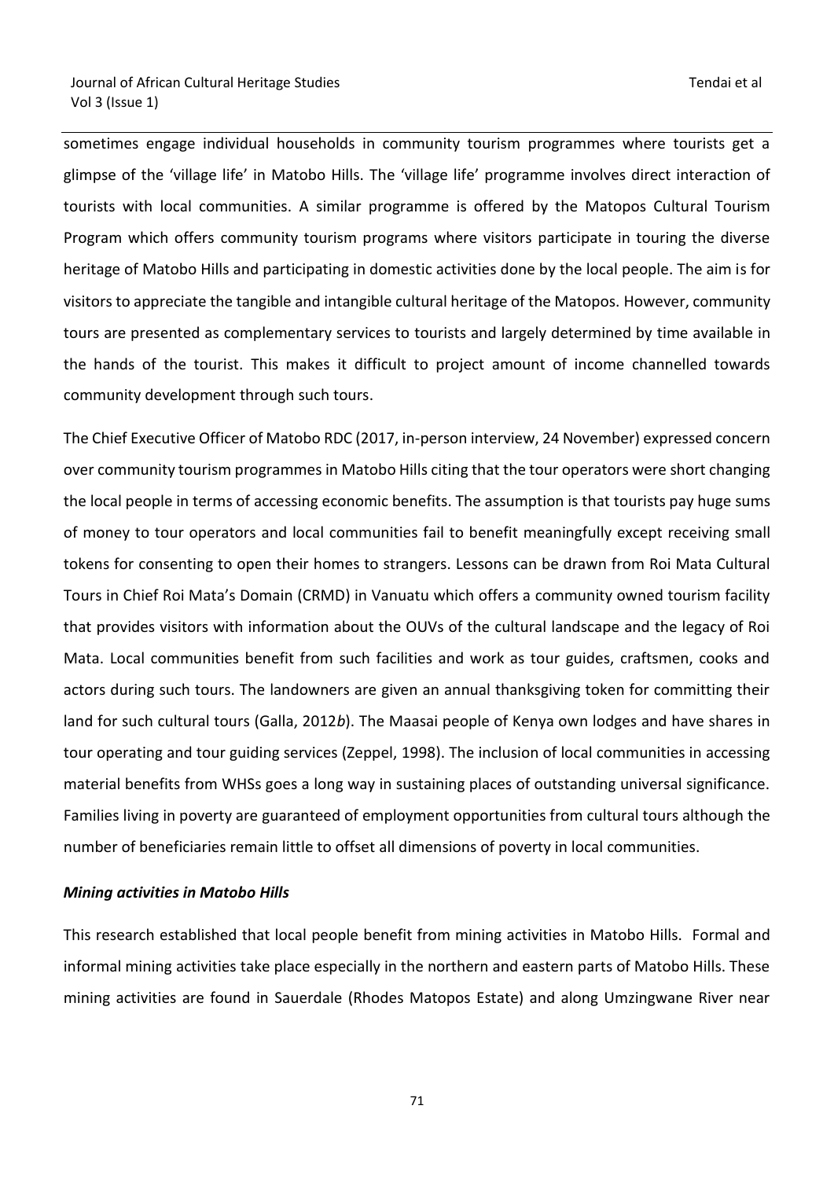sometimes engage individual households in community tourism programmes where tourists get a glimpse of the 'village life' in Matobo Hills. The 'village life' programme involves direct interaction of tourists with local communities. A similar programme is offered by the Matopos Cultural Tourism Program which offers community tourism programs where visitors participate in touring the diverse heritage of Matobo Hills and participating in domestic activities done by the local people. The aim is for visitors to appreciate the tangible and intangible cultural heritage of the Matopos. However, community tours are presented as complementary services to tourists and largely determined by time available in the hands of the tourist. This makes it difficult to project amount of income channelled towards community development through such tours.

The Chief Executive Officer of Matobo RDC (2017, in-person interview, 24 November) expressed concern over community tourism programmes in Matobo Hills citing that the tour operators were short changing the local people in terms of accessing economic benefits. The assumption is that tourists pay huge sums of money to tour operators and local communities fail to benefit meaningfully except receiving small tokens for consenting to open their homes to strangers. Lessons can be drawn from Roi Mata Cultural Tours in Chief Roi Mata's Domain (CRMD) in Vanuatu which offers a community owned tourism facility that provides visitors with information about the OUVs of the cultural landscape and the legacy of Roi Mata. Local communities benefit from such facilities and work as tour guides, craftsmen, cooks and actors during such tours. The landowners are given an annual thanksgiving token for committing their land for such cultural tours (Galla, 2012*b*). The Maasai people of Kenya own lodges and have shares in tour operating and tour guiding services (Zeppel, 1998). The inclusion of local communities in accessing material benefits from WHSs goes a long way in sustaining places of outstanding universal significance. Families living in poverty are guaranteed of employment opportunities from cultural tours although the number of beneficiaries remain little to offset all dimensions of poverty in local communities.

***Mining activities in Matobo Hills***

This research established that local people benefit from mining activities in Matobo Hills. Formal and informal mining activities take place especially in the northern and eastern parts of Matobo Hills. These mining activities are found in Sauerdale (Rhodes Matopos Estate) and along Umzingwane River near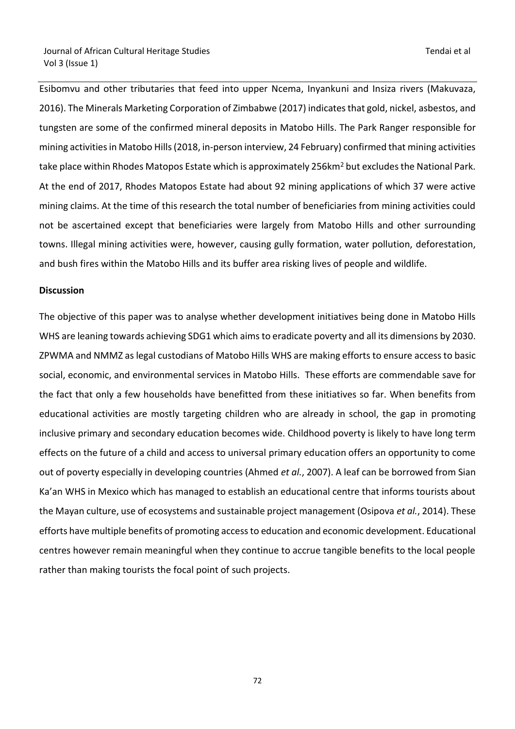Esibomvu and other tributaries that feed into upper Ncema, Inyankuni and Insiza rivers (Makuvaza, 2016). The Minerals Marketing Corporation of Zimbabwe (2017) indicates that gold, nickel, asbestos, and tungsten are some of the confirmed mineral deposits in Matobo Hills. The Park Ranger responsible for mining activities in Matobo Hills (2018, in-person interview, 24 February) confirmed that mining activities take place within Rhodes Matopos Estate which is approximately 256km$^2$ but excludes the National Park. At the end of 2017, Rhodes Matopos Estate had about 92 mining applications of which 37 were active mining claims. At the time of this research the total number of beneficiaries from mining activities could not be ascertained except that beneficiaries were largely from Matobo Hills and other surrounding towns. Illegal mining activities were, however, causing gully formation, water pollution, deforestation, and bush fires within the Matobo Hills and its buffer area risking lives of people and wildlife.

**Discussion**

The objective of this paper was to analyse whether development initiatives being done in Matobo Hills WHS are leaning towards achieving SDG1 which aims to eradicate poverty and all its dimensions by 2030. ZPWMA and NMMZ as legal custodians of Matobo Hills WHS are making efforts to ensure access to basic social, economic, and environmental services in Matobo Hills. These efforts are commendable save for the fact that only a few households have benefitted from these initiatives so far. When benefits from educational activities are mostly targeting children who are already in school, the gap in promoting inclusive primary and secondary education becomes wide. Childhood poverty is likely to have long term effects on the future of a child and access to universal primary education offers an opportunity to come out of poverty especially in developing countries (Ahmed *et al.*, 2007). A leaf can be borrowed from Sian Ka'an WHS in Mexico which has managed to establish an educational centre that informs tourists about the Mayan culture, use of ecosystems and sustainable project management (Osipova *et al.*, 2014). These efforts have multiple benefits of promoting access to education and economic development. Educational centres however remain meaningful when they continue to accrue tangible benefits to the local people rather than making tourists the focal point of such projects.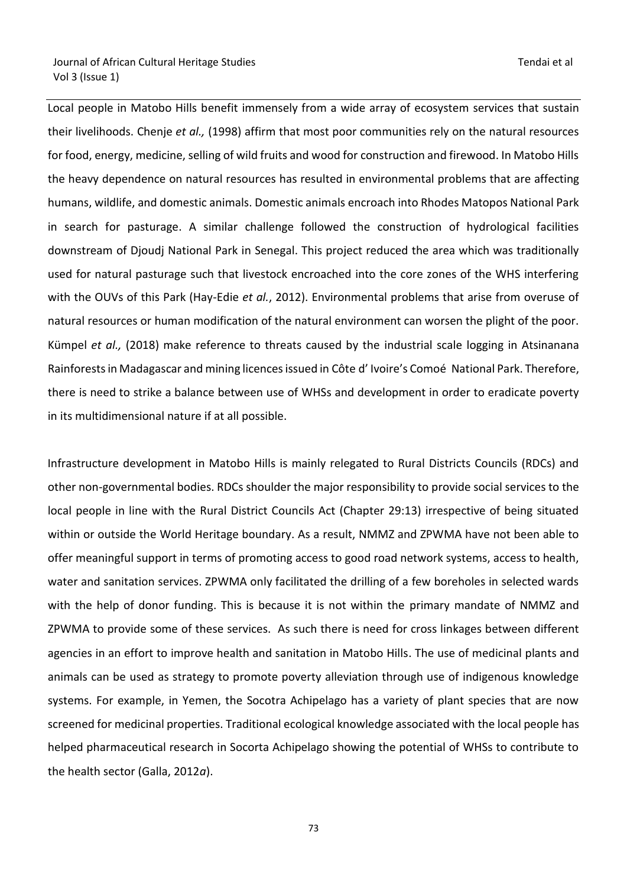Local people in Matobo Hills benefit immensely from a wide array of ecosystem services that sustain their livelihoods. Chenje *et al.,* (1998) affirm that most poor communities rely on the natural resources for food, energy, medicine, selling of wild fruits and wood for construction and firewood. In Matobo Hills the heavy dependence on natural resources has resulted in environmental problems that are affecting humans, wildlife, and domestic animals. Domestic animals encroach into Rhodes Matopos National Park in search for pasturage. A similar challenge followed the construction of hydrological facilities downstream of Djoudj National Park in Senegal. This project reduced the area which was traditionally used for natural pasturage such that livestock encroached into the core zones of the WHS interfering with the OUVs of this Park (Hay-Edie *et al.*, 2012). Environmental problems that arise from overuse of natural resources or human modification of the natural environment can worsen the plight of the poor. Kümpel *et al.,* (2018) make reference to threats caused by the industrial scale logging in Atsinanana Rainforests in Madagascar and mining licences issued in Côte d' Ivoire's Comoé National Park. Therefore, there is need to strike a balance between use of WHSs and development in order to eradicate poverty in its multidimensional nature if at all possible.

Infrastructure development in Matobo Hills is mainly relegated to Rural Districts Councils (RDCs) and other non-governmental bodies. RDCs shoulder the major responsibility to provide social services to the local people in line with the Rural District Councils Act (Chapter 29:13) irrespective of being situated within or outside the World Heritage boundary. As a result, NMMZ and ZPWMA have not been able to offer meaningful support in terms of promoting access to good road network systems, access to health, water and sanitation services. ZPWMA only facilitated the drilling of a few boreholes in selected wards with the help of donor funding. This is because it is not within the primary mandate of NMMZ and ZPWMA to provide some of these services. As such there is need for cross linkages between different agencies in an effort to improve health and sanitation in Matobo Hills. The use of medicinal plants and animals can be used as strategy to promote poverty alleviation through use of indigenous knowledge systems. For example, in Yemen, the Socotra Achipelago has a variety of plant species that are now screened for medicinal properties. Traditional ecological knowledge associated with the local people has helped pharmaceutical research in Socorta Achipelago showing the potential of WHSs to contribute to the health sector (Galla, 2012*a*).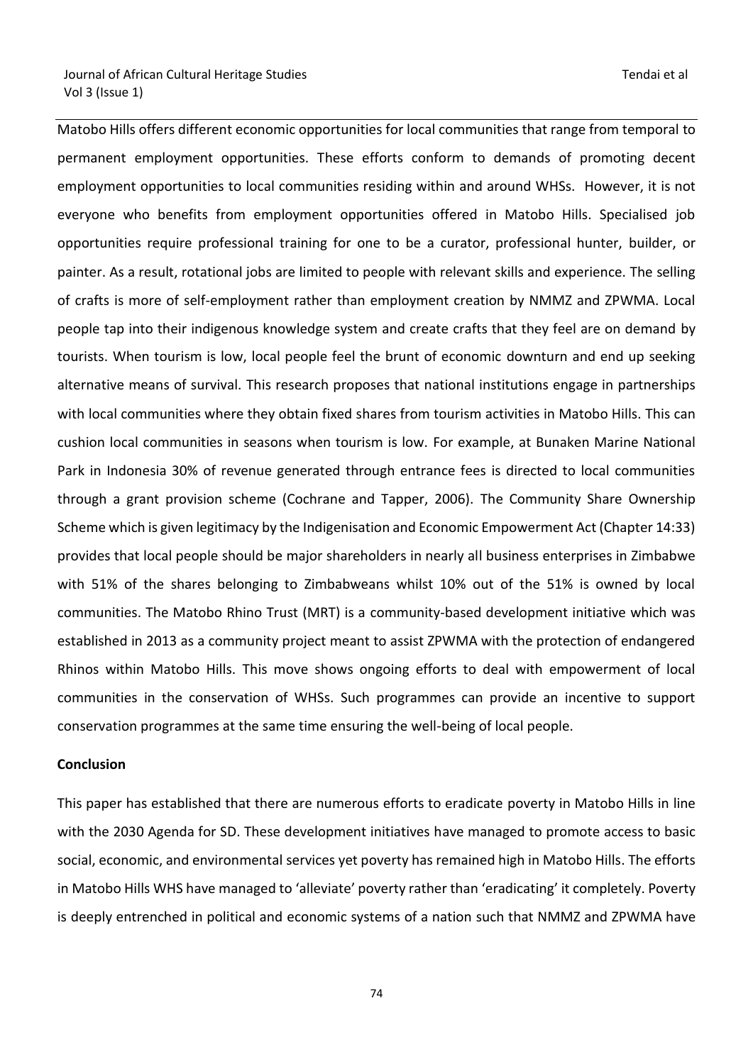Matobo Hills offers different economic opportunities for local communities that range from temporal to permanent employment opportunities. These efforts conform to demands of promoting decent employment opportunities to local communities residing within and around WHSs. However, it is not everyone who benefits from employment opportunities offered in Matobo Hills. Specialised job opportunities require professional training for one to be a curator, professional hunter, builder, or painter. As a result, rotational jobs are limited to people with relevant skills and experience. The selling of crafts is more of self-employment rather than employment creation by NMMZ and ZPWMA. Local people tap into their indigenous knowledge system and create crafts that they feel are on demand by tourists. When tourism is low, local people feel the brunt of economic downturn and end up seeking alternative means of survival. This research proposes that national institutions engage in partnerships with local communities where they obtain fixed shares from tourism activities in Matobo Hills. This can cushion local communities in seasons when tourism is low. For example, at Bunaken Marine National Park in Indonesia 30% of revenue generated through entrance fees is directed to local communities through a grant provision scheme (Cochrane and Tapper, 2006). The Community Share Ownership Scheme which is given legitimacy by the Indigenisation and Economic Empowerment Act (Chapter 14:33) provides that local people should be major shareholders in nearly all business enterprises in Zimbabwe with 51% of the shares belonging to Zimbabweans whilst 10% out of the 51% is owned by local communities. The Matobo Rhino Trust (MRT) is a community-based development initiative which was established in 2013 as a community project meant to assist ZPWMA with the protection of endangered Rhinos within Matobo Hills. This move shows ongoing efforts to deal with empowerment of local communities in the conservation of WHSs. Such programmes can provide an incentive to support conservation programmes at the same time ensuring the well-being of local people.

## Conclusion

This paper has established that there are numerous efforts to eradicate poverty in Matobo Hills in line with the 2030 Agenda for SD. These development initiatives have managed to promote access to basic social, economic, and environmental services yet poverty has remained high in Matobo Hills. The efforts in Matobo Hills WHS have managed to 'alleviate' poverty rather than 'eradicating' it completely. Poverty is deeply entrenched in political and economic systems of a nation such that NMMZ and ZPWMA have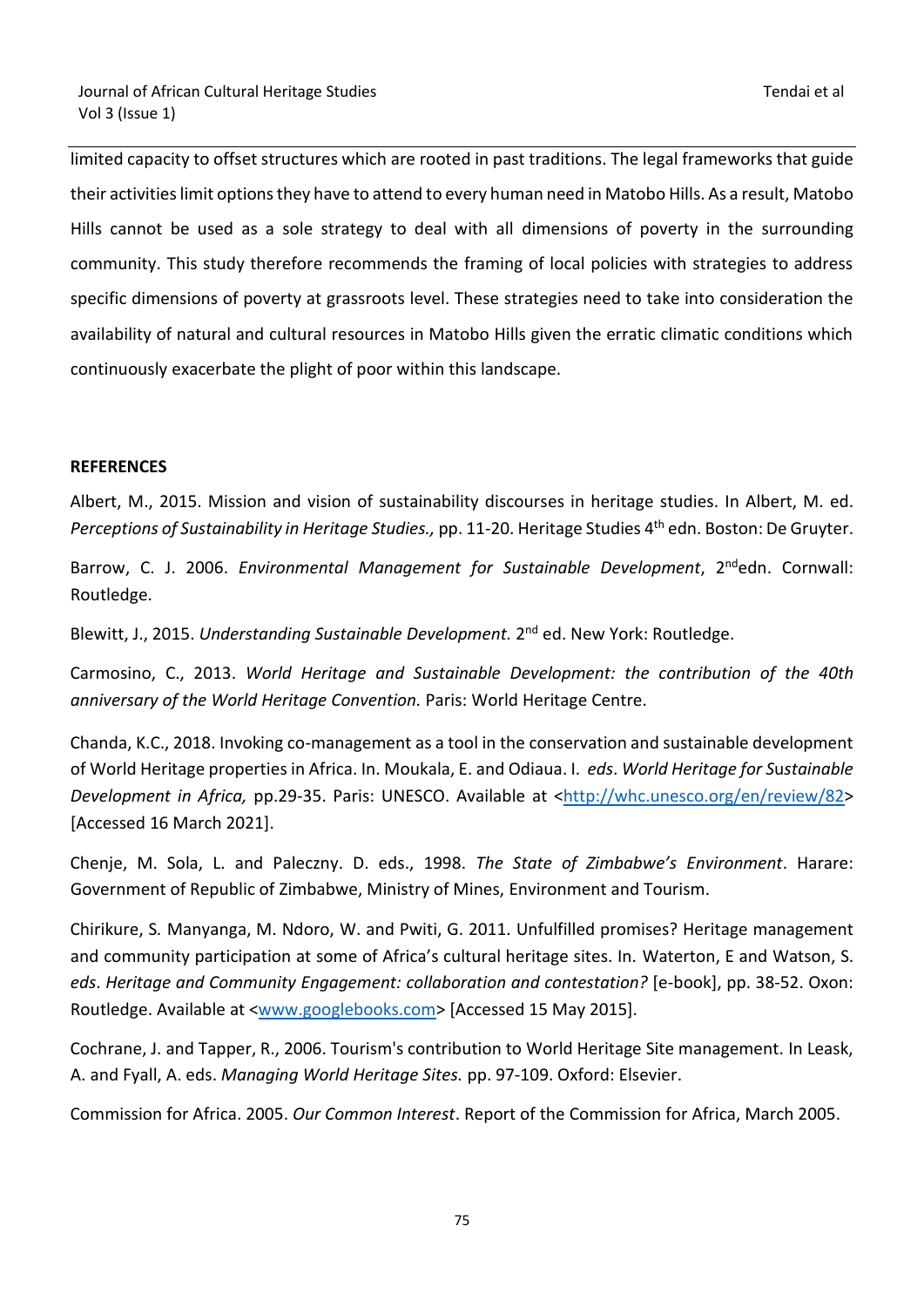limited capacity to offset structures which are rooted in past traditions. The legal frameworks that guide their activities limit options they have to attend to every human need in Matobo Hills. As a result, Matobo Hills cannot be used as a sole strategy to deal with all dimensions of poverty in the surrounding community. This study therefore recommends the framing of local policies with strategies to address specific dimensions of poverty at grassroots level. These strategies need to take into consideration the availability of natural and cultural resources in Matobo Hills given the erratic climatic conditions which continuously exacerbate the plight of poor within this landscape.

## REFERENCES

Albert, M., 2015. Mission and vision of sustainability discourses in heritage studies. In Albert, M. ed. *Perceptions of Sustainability in Heritage Studies.,* pp. 11-20. Heritage Studies 4th edn. Boston: De Gruyter.

Barrow, C. J. 2006. *Environmental Management for Sustainable Development*, 2ndedn. Cornwall: Routledge.

Blewitt, J., 2015. *Understanding Sustainable Development.* 2nd ed. New York: Routledge.

Carmosino, C., 2013. *World Heritage and Sustainable Development: the contribution of the 40th anniversary of the World Heritage Convention.* Paris: World Heritage Centre.

Chanda, K.C., 2018. Invoking co-management as a tool in the conservation and sustainable development of World Heritage properties in Africa. In. Moukala, E. and Odiaua. I. *eds*. *World Heritage for Sustainable Development in Africa,* pp.29-35. Paris: UNESCO. Available at <http://whc.unesco.org/en/review/82> [Accessed 16 March 2021].

Chenje, M. Sola, L. and Paleczny. D. eds., 1998. *The State of Zimbabwe's Environment*. Harare: Government of Republic of Zimbabwe, Ministry of Mines, Environment and Tourism.

Chirikure, S. Manyanga, M. Ndoro, W. and Pwiti, G. 2011. Unfulfilled promises? Heritage management and community participation at some of Africa's cultural heritage sites. In. Waterton, E and Watson, S. *eds*. *Heritage and Community Engagement: collaboration and contestation?* [e-book], pp. 38-52. Oxon: Routledge. Available at <www.googlebooks.com> [Accessed 15 May 2015].

Cochrane, J. and Tapper, R., 2006. Tourism's contribution to World Heritage Site management. In Leask, A. and Fyall, A. eds. *Managing World Heritage Sites.* pp. 97-109. Oxford: Elsevier.

Commission for Africa. 2005. *Our Common Interest*. Report of the Commission for Africa, March 2005.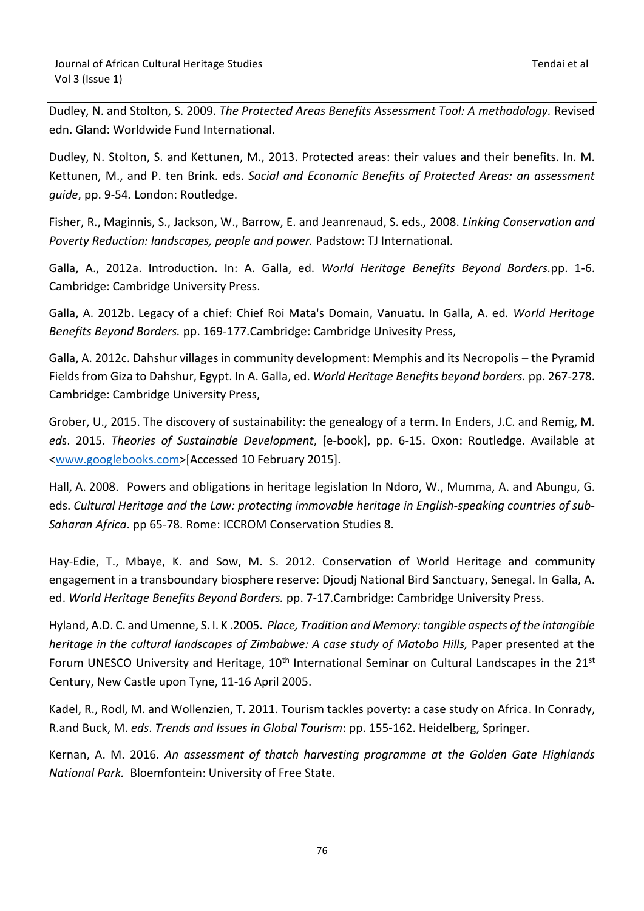Dudley, N. and Stolton, S. 2009. *The Protected Areas Benefits Assessment Tool: A methodology.* Revised edn. Gland: Worldwide Fund International.

Dudley, N. Stolton, S. and Kettunen, M., 2013. Protected areas: their values and their benefits. In. M. Kettunen, M., and P. ten Brink. eds. *Social and Economic Benefits of Protected Areas: an assessment guide*, pp. 9-54. London: Routledge.

Fisher, R., Maginnis, S., Jackson, W., Barrow, E. and Jeanrenaud, S. eds., 2008. *Linking Conservation and Poverty Reduction: landscapes, people and power.* Padstow: TJ International.

Galla, A., 2012a. Introduction. In: A. Galla, ed. *World Heritage Benefits Beyond Borders.*pp. 1-6. Cambridge: Cambridge University Press.

Galla, A. 2012b. Legacy of a chief: Chief Roi Mata's Domain, Vanuatu. In Galla, A. ed*. World Heritage Benefits Beyond Borders.* pp. 169-177.Cambridge: Cambridge Univesity Press,

Galla, A. 2012c. Dahshur villages in community development: Memphis and its Necropolis – the Pyramid Fields from Giza to Dahshur, Egypt. In A. Galla, ed. *World Heritage Benefits beyond borders.* pp. 267-278. Cambridge: Cambridge University Press,

Grober, U., 2015. The discovery of sustainability: the genealogy of a term. In Enders, J.C. and Remig, M. *eds*. 2015. *Theories of Sustainable Development*, [e-book], pp. 6-15. Oxon: Routledge. Available at <www.googlebooks.com>[Accessed 10 February 2015].

Hall, A. 2008. Powers and obligations in heritage legislation In Ndoro, W., Mumma, A. and Abungu, G. eds. *Cultural Heritage and the Law: protecting immovable heritage in English-speaking countries of sub-Saharan Africa*. pp 65-78. Rome: ICCROM Conservation Studies 8.

Hay-Edie, T., Mbaye, K. and Sow, M. S. 2012. Conservation of World Heritage and community engagement in a transboundary biosphere reserve: Djoudj National Bird Sanctuary, Senegal. In Galla, A. ed. *World Heritage Benefits Beyond Borders.* pp. 7-17.Cambridge: Cambridge University Press.

Hyland, A.D. C. and Umenne, S. I. K .2005. *Place, Tradition and Memory: tangible aspects of the intangible heritage in the cultural landscapes of Zimbabwe: A case study of Matobo Hills,* Paper presented at the Forum UNESCO University and Heritage, 10th International Seminar on Cultural Landscapes in the 21st Century, New Castle upon Tyne, 11-16 April 2005.

Kadel, R., Rodl, M. and Wollenzien, T. 2011. Tourism tackles poverty: a case study on Africa. In Conrady, R.and Buck, M. *eds*. *Trends and Issues in Global Tourism*: pp. 155-162. Heidelberg, Springer.

Kernan, A. M. 2016. *An assessment of thatch harvesting programme at the Golden Gate Highlands National Park.* Bloemfontein: University of Free State.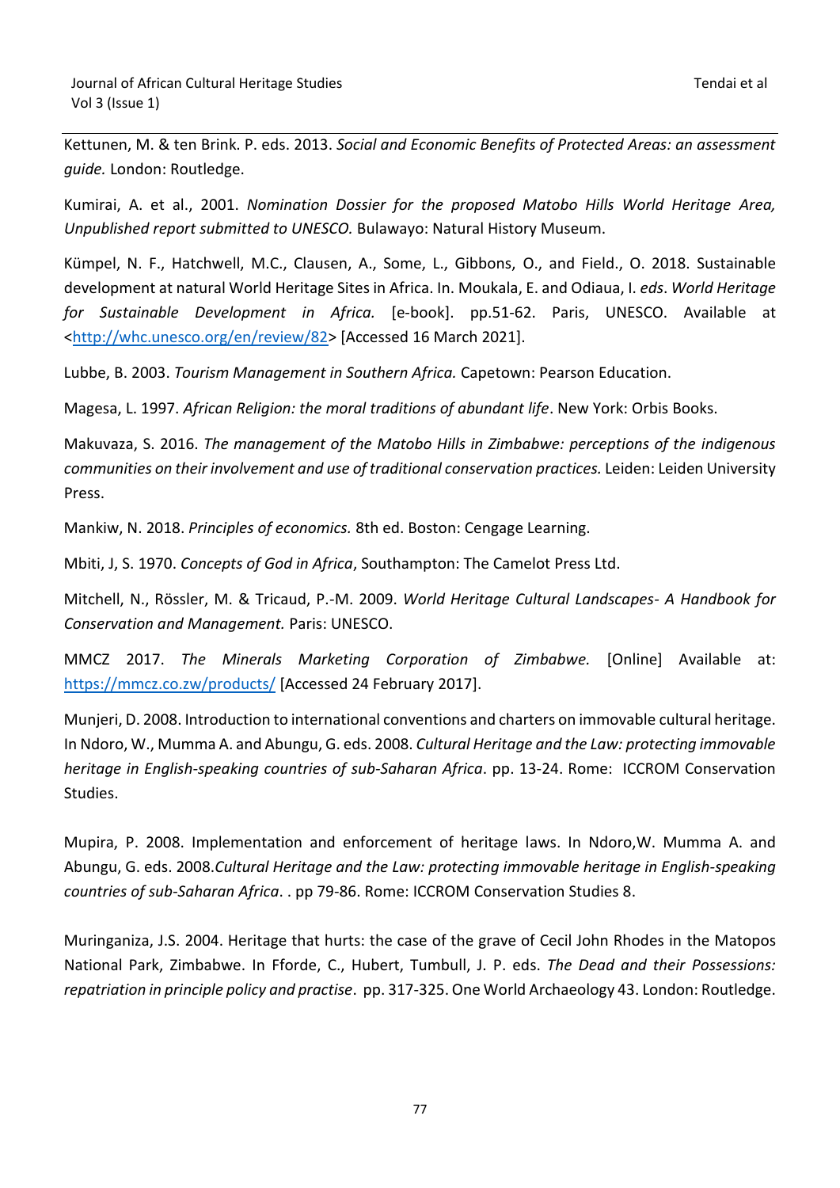Kettunen, M. & ten Brink. P. eds. 2013. *Social and Economic Benefits of Protected Areas: an assessment guide.* London: Routledge.

Kumirai, A. et al., 2001. *Nomination Dossier for the proposed Matobo Hills World Heritage Area, Unpublished report submitted to UNESCO.* Bulawayo: Natural History Museum.

Kümpel, N. F., Hatchwell, M.C., Clausen, A., Some, L., Gibbons, O., and Field., O. 2018. Sustainable development at natural World Heritage Sites in Africa. In. Moukala, E. and Odiaua, I. *eds*. *World Heritage for Sustainable Development in Africa.* [e-book]. pp.51-62. Paris, UNESCO. Available at <http://whc.unesco.org/en/review/82> [Accessed 16 March 2021].

Lubbe, B. 2003. *Tourism Management in Southern Africa.* Capetown: Pearson Education.

Magesa, L. 1997. *African Religion: the moral traditions of abundant life*. New York: Orbis Books.

Makuvaza, S. 2016. *The management of the Matobo Hills in Zimbabwe: perceptions of the indigenous communities on their involvement and use of traditional conservation practices.* Leiden: Leiden University Press.

Mankiw, N. 2018. *Principles of economics.* 8th ed. Boston: Cengage Learning.

Mbiti, J, S. 1970. *Concepts of God in Africa*, Southampton: The Camelot Press Ltd.

Mitchell, N., Rössler, M. & Tricaud, P.-M. 2009. *World Heritage Cultural Landscapes- A Handbook for Conservation and Management.* Paris: UNESCO.

MMCZ 2017. *The Minerals Marketing Corporation of Zimbabwe.* [Online] Available at: https://mmcz.co.zw/products/ [Accessed 24 February 2017].

Munjeri, D. 2008. Introduction to international conventions and charters on immovable cultural heritage. In Ndoro, W., Mumma A. and Abungu, G. eds. 2008. *Cultural Heritage and the Law: protecting immovable heritage in English-speaking countries of sub-Saharan Africa*. pp. 13-24. Rome: ICCROM Conservation Studies.

Mupira, P. 2008. Implementation and enforcement of heritage laws. In Ndoro,W. Mumma A. and Abungu, G. eds. 2008.*Cultural Heritage and the Law: protecting immovable heritage in English-speaking countries of sub-Saharan Africa*. . pp 79-86. Rome: ICCROM Conservation Studies 8.

Muringaniza, J.S. 2004. Heritage that hurts: the case of the grave of Cecil John Rhodes in the Matopos National Park, Zimbabwe. In Fforde, C., Hubert, Tumbull, J. P. eds. *The Dead and their Possessions: repatriation in principle policy and practise*. pp. 317-325. One World Archaeology 43. London: Routledge.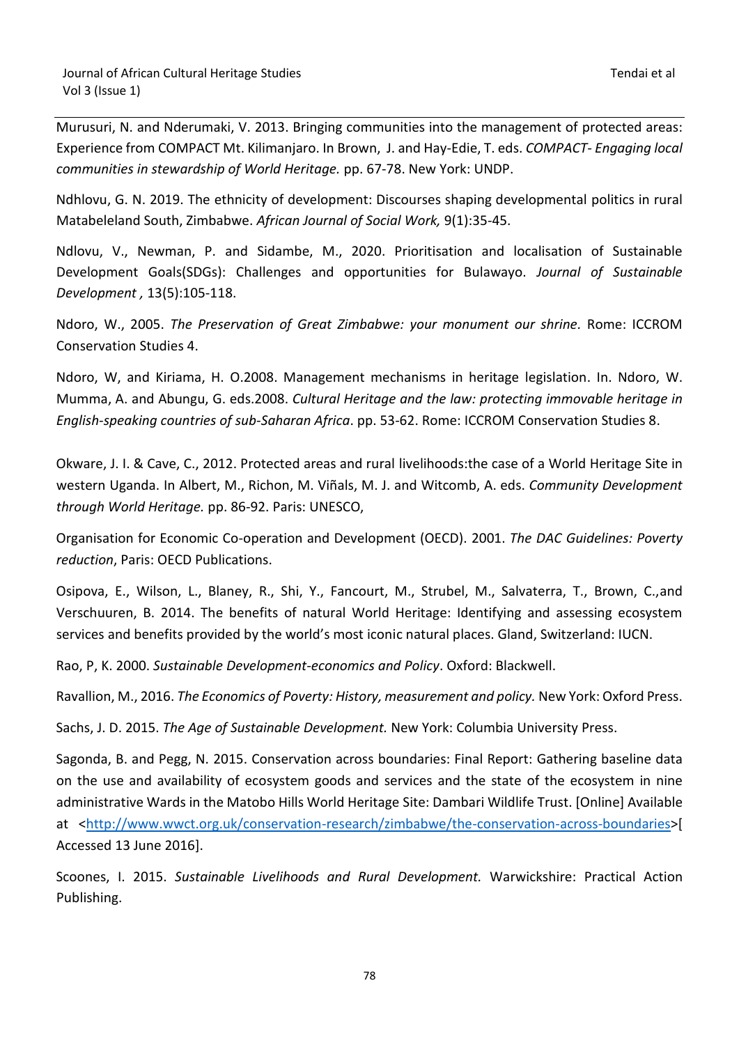Murusuri, N. and Nderumaki, V. 2013. Bringing communities into the management of protected areas: Experience from COMPACT Mt. Kilimanjaro. In Brown, J. and Hay-Edie, T. eds. *COMPACT- Engaging local communities in stewardship of World Heritage.* pp. 67-78. New York: UNDP.

Ndhlovu, G. N. 2019. The ethnicity of development: Discourses shaping developmental politics in rural Matabeleland South, Zimbabwe. *African Journal of Social Work,* 9(1):35-45.

Ndlovu, V., Newman, P. and Sidambe, M., 2020. Prioritisation and localisation of Sustainable Development Goals(SDGs): Challenges and opportunities for Bulawayo. *Journal of Sustainable Development ,* 13(5):105-118.

Ndoro, W., 2005. *The Preservation of Great Zimbabwe: your monument our shrine.* Rome: ICCROM Conservation Studies 4.

Ndoro, W, and Kiriama, H. O.2008. Management mechanisms in heritage legislation. In. Ndoro, W. Mumma, A. and Abungu, G. eds.2008. *Cultural Heritage and the law: protecting immovable heritage in English-speaking countries of sub-Saharan Africa*. pp. 53-62. Rome: ICCROM Conservation Studies 8.

Okware, J. I. & Cave, C., 2012. Protected areas and rural livelihoods:the case of a World Heritage Site in western Uganda. In Albert, M., Richon, M. Viñals, M. J. and Witcomb, A. eds. *Community Development through World Heritage.* pp. 86-92. Paris: UNESCO,

Organisation for Economic Co-operation and Development (OECD). 2001. *The DAC Guidelines: Poverty reduction*, Paris: OECD Publications.

Osipova, E., Wilson, L., Blaney, R., Shi, Y., Fancourt, M., Strubel, M., Salvaterra, T., Brown, C.,and Verschuuren, B. 2014. The benefits of natural World Heritage: Identifying and assessing ecosystem services and benefits provided by the world's most iconic natural places. Gland, Switzerland: IUCN.

Rao, P, K. 2000. *Sustainable Development-economics and Policy*. Oxford: Blackwell.

Ravallion, M., 2016. *The Economics of Poverty: History, measurement and policy.* New York: Oxford Press.

Sachs, J. D. 2015. *The Age of Sustainable Development.* New York: Columbia University Press.

Sagonda, B. and Pegg, N. 2015. Conservation across boundaries: Final Report: Gathering baseline data on the use and availability of ecosystem goods and services and the state of the ecosystem in nine administrative Wards in the Matobo Hills World Heritage Site: Dambari Wildlife Trust. [Online] Available at <http://www.wwct.org.uk/conservation-research/zimbabwe/the-conservation-across-boundaries>[ Accessed 13 June 2016].

Scoones, I. 2015. *Sustainable Livelihoods and Rural Development.* Warwickshire: Practical Action Publishing.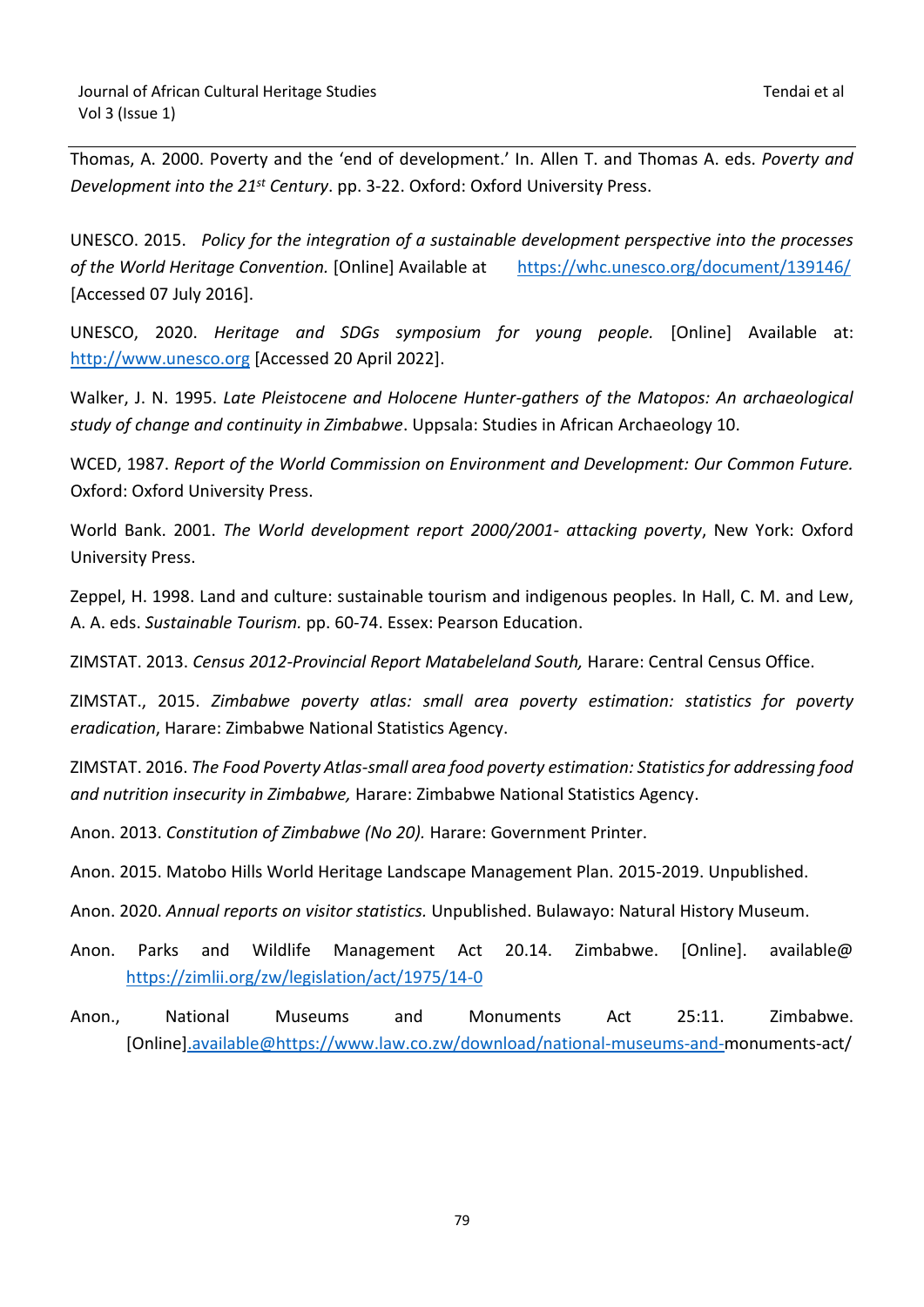Thomas, A. 2000. Poverty and the 'end of development.' In. Allen T. and Thomas A. eds. *Poverty and Development into the 21st Century*. pp. 3-22. Oxford: Oxford University Press.

UNESCO. 2015. *Policy for the integration of a sustainable development perspective into the processes of the World Heritage Convention.* [Online] Available at https://whc.unesco.org/document/139146/ [Accessed 07 July 2016].

UNESCO, 2020. *Heritage and SDGs symposium for young people.* [Online] Available at: http://www.unesco.org [Accessed 20 April 2022].

Walker, J. N. 1995. *Late Pleistocene and Holocene Hunter-gathers of the Matopos: An archaeological study of change and continuity in Zimbabwe*. Uppsala: Studies in African Archaeology 10.

WCED, 1987. *Report of the World Commission on Environment and Development: Our Common Future.* Oxford: Oxford University Press.

World Bank. 2001. *The World development report 2000/2001- attacking poverty*, New York: Oxford University Press.

Zeppel, H. 1998. Land and culture: sustainable tourism and indigenous peoples. In Hall, C. M. and Lew, A. A. eds. *Sustainable Tourism.* pp. 60-74. Essex: Pearson Education.

ZIMSTAT. 2013. *Census 2012-Provincial Report Matabeleland South,* Harare: Central Census Office.

ZIMSTAT., 2015. *Zimbabwe poverty atlas: small area poverty estimation: statistics for poverty eradication*, Harare: Zimbabwe National Statistics Agency.

ZIMSTAT. 2016. *The Food Poverty Atlas-small area food poverty estimation: Statistics for addressing food and nutrition insecurity in Zimbabwe,* Harare: Zimbabwe National Statistics Agency.

Anon. 2013. *Constitution of Zimbabwe (No 20).* Harare: Government Printer.

Anon. 2015. Matobo Hills World Heritage Landscape Management Plan. 2015-2019. Unpublished.

Anon. 2020. *Annual reports on visitor statistics.* Unpublished. Bulawayo: Natural History Museum.

Anon. Parks and Wildlife Management Act 20.14. Zimbabwe. [Online]. available@ https://zimlii.org/zw/legislation/act/1975/14-0

Anon., National Museums and Monuments Act 25:11. Zimbabwe. [Online] available@https://www.law.co.zw/download/national-museums-and-monuments-act/